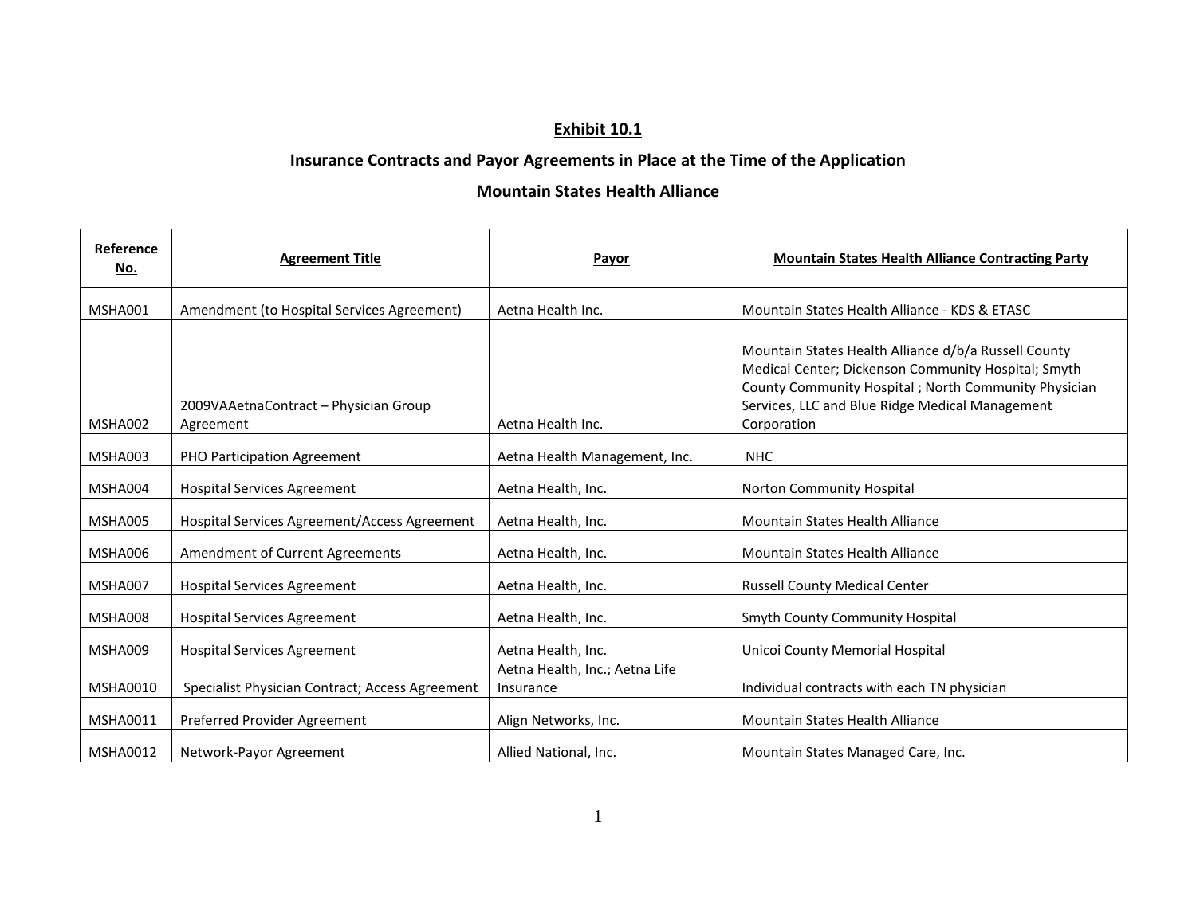# Exhibit 10.1

## Insurance Contracts and Payor Agreements in Place at the Time of the Application

## Mountain States Health Alliance

| Reference No. | Agreement Title | Payor | Mountain States Health Alliance Contracting Party |
|---|---|---|---|
| MSHA001 | Amendment (to Hospital Services Agreement) | Aetna Health Inc. | Mountain States Health Alliance - KDS & ETASC |
| MSHA002 | 2009VAAetnaContract – Physician Group Agreement | Aetna Health Inc. | Mountain States Health Alliance d/b/a Russell County Medical Center; Dickenson Community Hospital; Smyth County Community Hospital ; North Community Physician Services, LLC and Blue Ridge Medical Management Corporation |
| MSHA003 | PHO Participation Agreement | Aetna Health Management, Inc. | NHC |
| MSHA004 | Hospital Services Agreement | Aetna Health, Inc. | Norton Community Hospital |
| MSHA005 | Hospital Services Agreement/Access Agreement | Aetna Health, Inc. | Mountain States Health Alliance |
| MSHA006 | Amendment of Current Agreements | Aetna Health, Inc. | Mountain States Health Alliance |
| MSHA007 | Hospital Services Agreement | Aetna Health, Inc. | Russell County Medical Center |
| MSHA008 | Hospital Services Agreement | Aetna Health, Inc. | Smyth County Community Hospital |
| MSHA009 | Hospital Services Agreement | Aetna Health, Inc. | Unicoi County Memorial Hospital |
| MSHA0010 | Specialist Physician Contract; Access Agreement | Aetna Health, Inc.; Aetna Life Insurance | Individual contracts with each TN physician |
| MSHA0011 | Preferred Provider Agreement | Align Networks, Inc. | Mountain States Health Alliance |
| MSHA0012 | Network-Payor Agreement | Allied National, Inc. | Mountain States Managed Care, Inc. |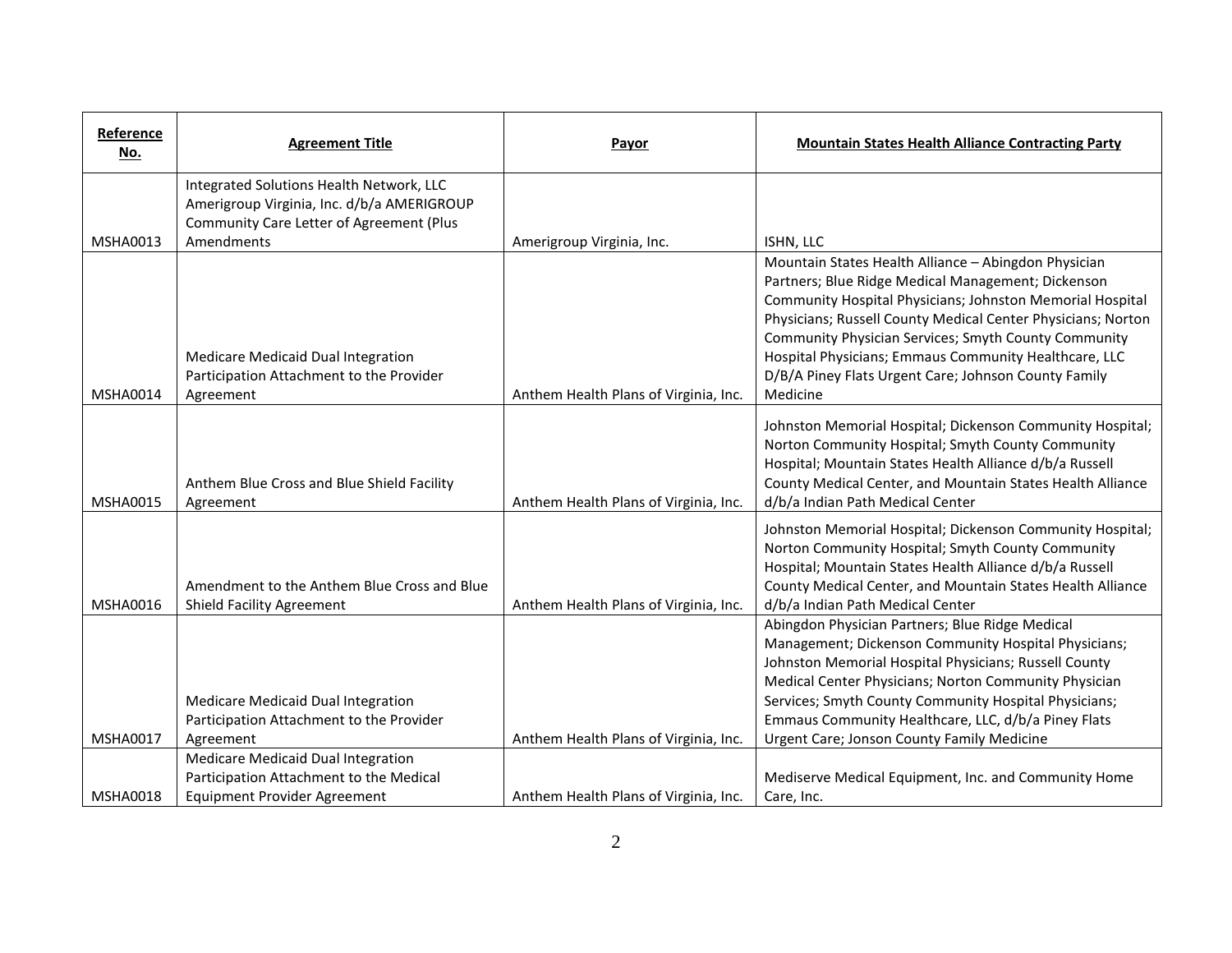| Reference No. | Agreement Title | Payor | Mountain States Health Alliance Contracting Party |
|---|---|---|---|
| MSHA0013 | Integrated Solutions Health Network, LLC Amerigroup Virginia, Inc. d/b/a AMERIGROUP Community Care Letter of Agreement (Plus Amendments | Amerigroup Virginia, Inc. | ISHN, LLC |
| MSHA0014 | Medicare Medicaid Dual Integration Participation Attachment to the Provider Agreement | Anthem Health Plans of Virginia, Inc. | Mountain States Health Alliance – Abingdon Physician Partners; Blue Ridge Medical Management; Dickenson Community Hospital Physicians; Johnston Memorial Hospital Physicians; Russell County Medical Center Physicians; Norton Community Physician Services; Smyth County Community Hospital Physicians; Emmaus Community Healthcare, LLC D/B/A Piney Flats Urgent Care; Johnson County Family Medicine |
| MSHA0015 | Anthem Blue Cross and Blue Shield Facility Agreement | Anthem Health Plans of Virginia, Inc. | Johnston Memorial Hospital; Dickenson Community Hospital; Norton Community Hospital; Smyth County Community Hospital; Mountain States Health Alliance d/b/a Russell County Medical Center, and Mountain States Health Alliance d/b/a Indian Path Medical Center |
| MSHA0016 | Amendment to the Anthem Blue Cross and Blue Shield Facility Agreement | Anthem Health Plans of Virginia, Inc. | Johnston Memorial Hospital; Dickenson Community Hospital; Norton Community Hospital; Smyth County Community Hospital; Mountain States Health Alliance d/b/a Russell County Medical Center, and Mountain States Health Alliance d/b/a Indian Path Medical Center |
| MSHA0017 | Medicare Medicaid Dual Integration Participation Attachment to the Provider Agreement | Anthem Health Plans of Virginia, Inc. | Abingdon Physician Partners; Blue Ridge Medical Management; Dickenson Community Hospital Physicians; Johnston Memorial Hospital Physicians; Russell County Medical Center Physicians; Norton Community Physician Services; Smyth County Community Hospital Physicians; Emmaus Community Healthcare, LLC, d/b/a Piney Flats Urgent Care; Jonson County Family Medicine |
| MSHA0018 | Medicare Medicaid Dual Integration Participation Attachment to the Medical Equipment Provider Agreement | Anthem Health Plans of Virginia, Inc. | Mediserve Medical Equipment, Inc. and Community Home Care, Inc. |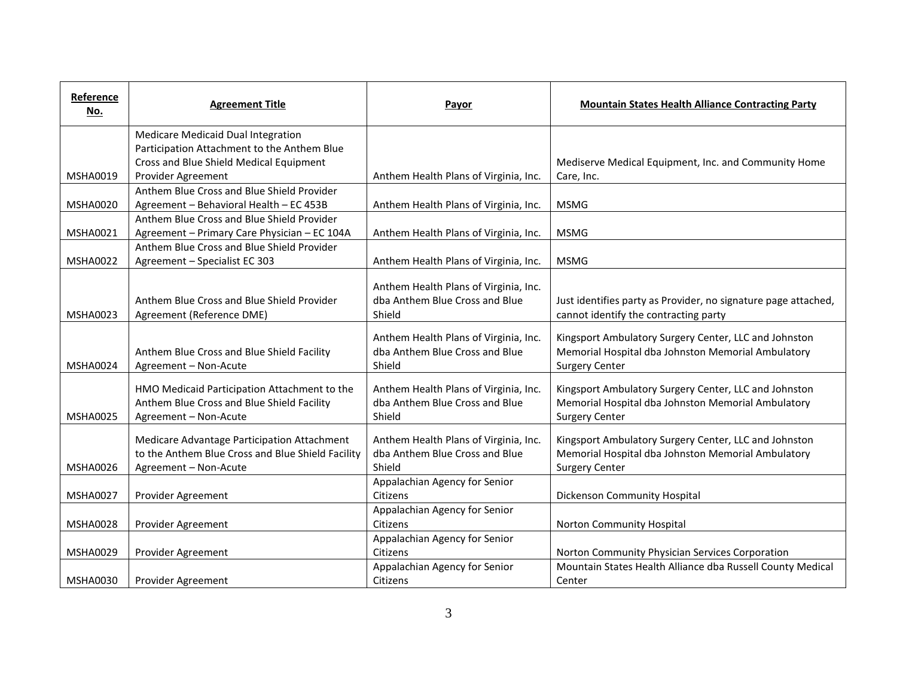| Reference No. | Agreement Title | Payor | Mountain States Health Alliance Contracting Party |
|---|---|---|---|
| MSHA0019 | Medicare Medicaid Dual Integration Participation Attachment to the Anthem Blue Cross and Blue Shield Medical Equipment Provider Agreement | Anthem Health Plans of Virginia, Inc. | Mediserve Medical Equipment, Inc. and Community Home Care, Inc. |
| MSHA0020 | Anthem Blue Cross and Blue Shield Provider Agreement – Behavioral Health – EC 453B | Anthem Health Plans of Virginia, Inc. | MSMG |
| MSHA0021 | Anthem Blue Cross and Blue Shield Provider Agreement – Primary Care Physician – EC 104A | Anthem Health Plans of Virginia, Inc. | MSMG |
| MSHA0022 | Anthem Blue Cross and Blue Shield Provider Agreement – Specialist EC 303 | Anthem Health Plans of Virginia, Inc. | MSMG |
| MSHA0023 | Anthem Blue Cross and Blue Shield Provider Agreement (Reference DME) | Anthem Health Plans of Virginia, Inc. dba Anthem Blue Cross and Blue Shield | Just identifies party as Provider, no signature page attached, cannot identify the contracting party |
| MSHA0024 | Anthem Blue Cross and Blue Shield Facility Agreement – Non-Acute | Anthem Health Plans of Virginia, Inc. dba Anthem Blue Cross and Blue Shield | Kingsport Ambulatory Surgery Center, LLC and Johnston Memorial Hospital dba Johnston Memorial Ambulatory Surgery Center |
| MSHA0025 | HMO Medicaid Participation Attachment to the Anthem Blue Cross and Blue Shield Facility Agreement – Non-Acute | Anthem Health Plans of Virginia, Inc. dba Anthem Blue Cross and Blue Shield | Kingsport Ambulatory Surgery Center, LLC and Johnston Memorial Hospital dba Johnston Memorial Ambulatory Surgery Center |
| MSHA0026 | Medicare Advantage Participation Attachment to the Anthem Blue Cross and Blue Shield Facility Agreement – Non-Acute | Anthem Health Plans of Virginia, Inc. dba Anthem Blue Cross and Blue Shield | Kingsport Ambulatory Surgery Center, LLC and Johnston Memorial Hospital dba Johnston Memorial Ambulatory Surgery Center |
| MSHA0027 | Provider Agreement | Appalachian Agency for Senior Citizens | Dickenson Community Hospital |
| MSHA0028 | Provider Agreement | Appalachian Agency for Senior Citizens | Norton Community Hospital |
| MSHA0029 | Provider Agreement | Appalachian Agency for Senior Citizens | Norton Community Physician Services Corporation |
| MSHA0030 | Provider Agreement | Appalachian Agency for Senior Citizens | Mountain States Health Alliance dba Russell County Medical Center |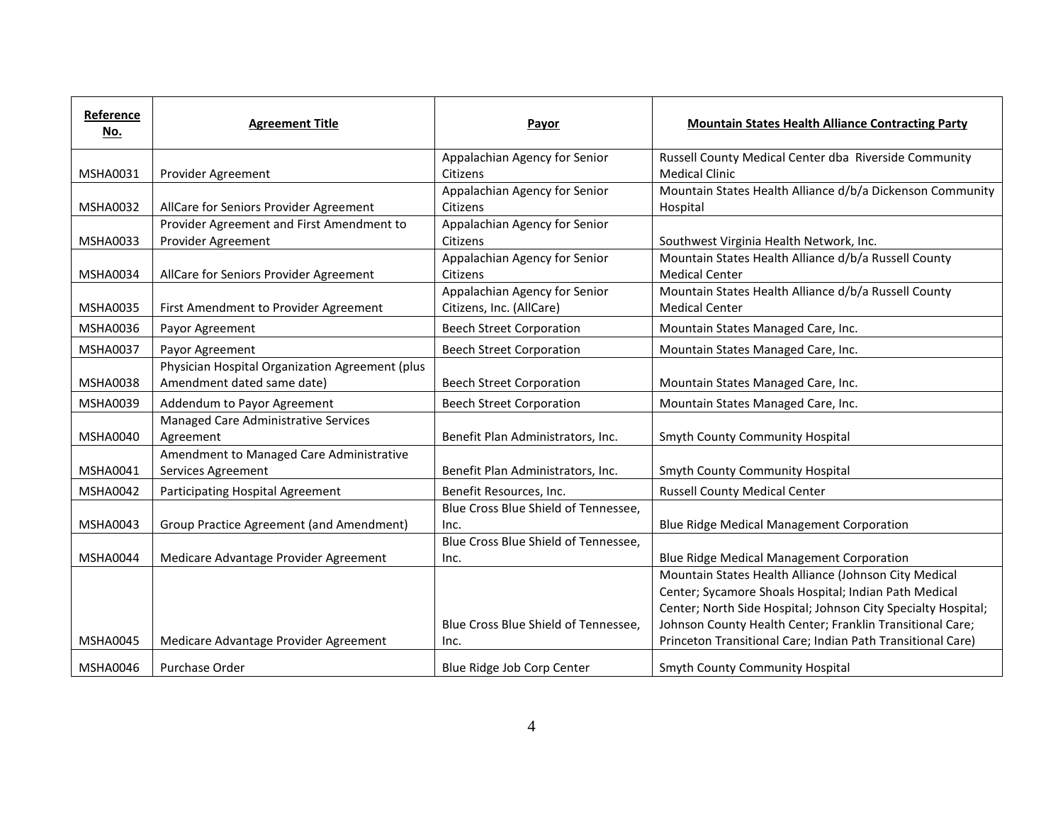| Reference No. | Agreement Title | Payor | Mountain States Health Alliance Contracting Party |
| --- | --- | --- | --- |
| MSHA0031 | Provider Agreement | Appalachian Agency for Senior Citizens | Russell County Medical Center dba Riverside Community Medical Clinic |
| MSHA0032 | AllCare for Seniors Provider Agreement | Appalachian Agency for Senior Citizens | Mountain States Health Alliance d/b/a Dickenson Community Hospital |
| MSHA0033 | Provider Agreement and First Amendment to Provider Agreement | Appalachian Agency for Senior Citizens | Southwest Virginia Health Network, Inc. |
| MSHA0034 | AllCare for Seniors Provider Agreement | Appalachian Agency for Senior Citizens | Mountain States Health Alliance d/b/a Russell County Medical Center |
| MSHA0035 | First Amendment to Provider Agreement | Appalachian Agency for Senior Citizens, Inc. (AllCare) | Mountain States Health Alliance d/b/a Russell County Medical Center |
| MSHA0036 | Payor Agreement | Beech Street Corporation | Mountain States Managed Care, Inc. |
| MSHA0037 | Payor Agreement | Beech Street Corporation | Mountain States Managed Care, Inc. |
| MSHA0038 | Physician Hospital Organization Agreement (plus Amendment dated same date) | Beech Street Corporation | Mountain States Managed Care, Inc. |
| MSHA0039 | Addendum to Payor Agreement | Beech Street Corporation | Mountain States Managed Care, Inc. |
| MSHA0040 | Managed Care Administrative Services Agreement | Benefit Plan Administrators, Inc. | Smyth County Community Hospital |
| MSHA0041 | Amendment to Managed Care Administrative Services Agreement | Benefit Plan Administrators, Inc. | Smyth County Community Hospital |
| MSHA0042 | Participating Hospital Agreement | Benefit Resources, Inc. | Russell County Medical Center |
| MSHA0043 | Group Practice Agreement (and Amendment) | Blue Cross Blue Shield of Tennessee, Inc. | Blue Ridge Medical Management Corporation |
| MSHA0044 | Medicare Advantage Provider Agreement | Blue Cross Blue Shield of Tennessee, Inc. | Blue Ridge Medical Management Corporation |
| MSHA0045 | Medicare Advantage Provider Agreement | Blue Cross Blue Shield of Tennessee, Inc. | Mountain States Health Alliance (Johnson City Medical Center; Sycamore Shoals Hospital; Indian Path Medical Center; North Side Hospital; Johnson City Specialty Hospital; Johnson County Health Center; Franklin Transitional Care; Princeton Transitional Care; Indian Path Transitional Care) |
| MSHA0046 | Purchase Order | Blue Ridge Job Corp Center | Smyth County Community Hospital |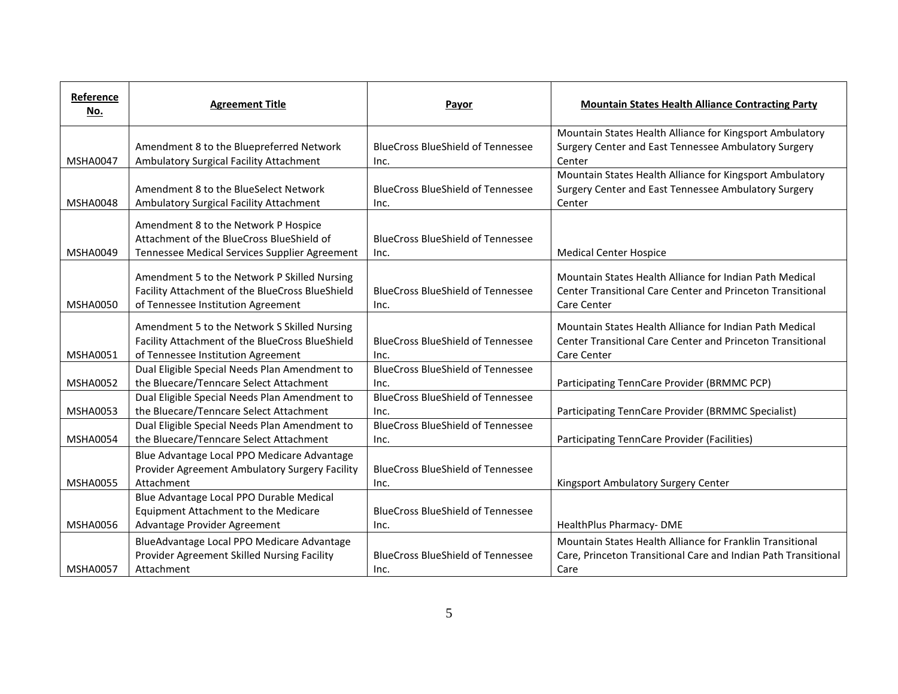| Reference No. | Agreement Title | Payor | Mountain States Health Alliance Contracting Party |
|---|---|---|---|
| MSHA0047 | Amendment 8 to the Bluepreferred Network Ambulatory Surgical Facility Attachment | BlueCross BlueShield of Tennessee Inc. | Mountain States Health Alliance for Kingsport Ambulatory Surgery Center and East Tennessee Ambulatory Surgery Center |
| MSHA0048 | Amendment 8 to the BlueSelect Network Ambulatory Surgical Facility Attachment | BlueCross BlueShield of Tennessee Inc. | Mountain States Health Alliance for Kingsport Ambulatory Surgery Center and East Tennessee Ambulatory Surgery Center |
| MSHA0049 | Amendment 8 to the Network P Hospice Attachment of the BlueCross BlueShield of Tennessee Medical Services Supplier Agreement | BlueCross BlueShield of Tennessee Inc. | Medical Center Hospice |
| MSHA0050 | Amendment 5 to the Network P Skilled Nursing Facility Attachment of the BlueCross BlueShield of Tennessee Institution Agreement | BlueCross BlueShield of Tennessee Inc. | Mountain States Health Alliance for Indian Path Medical Center Transitional Care Center and Princeton Transitional Care Center |
| MSHA0051 | Amendment 5 to the Network S Skilled Nursing Facility Attachment of the BlueCross BlueShield of Tennessee Institution Agreement | BlueCross BlueShield of Tennessee Inc. | Mountain States Health Alliance for Indian Path Medical Center Transitional Care Center and Princeton Transitional Care Center |
| MSHA0052 | Dual Eligible Special Needs Plan Amendment to the Bluecare/Tenncare Select Attachment | BlueCross BlueShield of Tennessee Inc. | Participating TennCare Provider (BRMMC PCP) |
| MSHA0053 | Dual Eligible Special Needs Plan Amendment to the Bluecare/Tenncare Select Attachment | BlueCross BlueShield of Tennessee Inc. | Participating TennCare Provider (BRMMC Specialist) |
| MSHA0054 | Dual Eligible Special Needs Plan Amendment to the Bluecare/Tenncare Select Attachment | BlueCross BlueShield of Tennessee Inc. | Participating TennCare Provider (Facilities) |
| MSHA0055 | Blue Advantage Local PPO Medicare Advantage Provider Agreement Ambulatory Surgery Facility Attachment | BlueCross BlueShield of Tennessee Inc. | Kingsport Ambulatory Surgery Center |
| MSHA0056 | Blue Advantage Local PPO Durable Medical Equipment Attachment to the Medicare Advantage Provider Agreement | BlueCross BlueShield of Tennessee Inc. | HealthPlus Pharmacy- DME |
| MSHA0057 | BlueAdvantage Local PPO Medicare Advantage Provider Agreement Skilled Nursing Facility Attachment | BlueCross BlueShield of Tennessee Inc. | Mountain States Health Alliance for Franklin Transitional Care, Princeton Transitional Care and Indian Path Transitional Care |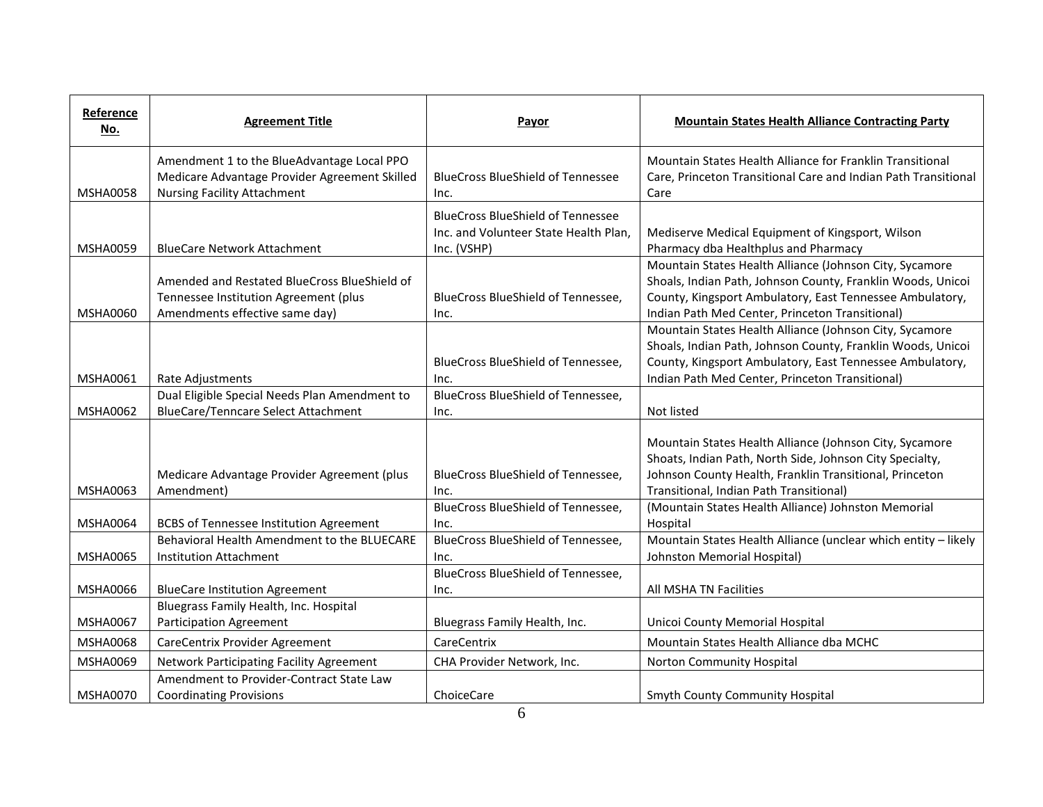| Reference No. | Agreement Title | Payor | Mountain States Health Alliance Contracting Party |
|---|---|---|---|
| MSHA0058 | Amendment 1 to the BlueAdvantage Local PPO Medicare Advantage Provider Agreement Skilled Nursing Facility Attachment | BlueCross BlueShield of Tennessee Inc. | Mountain States Health Alliance for Franklin Transitional Care, Princeton Transitional Care and Indian Path Transitional Care |
| MSHA0059 | BlueCare Network Attachment | BlueCross BlueShield of Tennessee Inc. and Volunteer State Health Plan, Inc. (VSHP) | Mediserve Medical Equipment of Kingsport, Wilson Pharmacy dba Healthplus and Pharmacy |
| MSHA0060 | Amended and Restated BlueCross BlueShield of Tennessee Institution Agreement (plus Amendments effective same day) | BlueCross BlueShield of Tennessee, Inc. | Mountain States Health Alliance (Johnson City, Sycamore Shoals, Indian Path, Johnson County, Franklin Woods, Unicoi County, Kingsport Ambulatory, East Tennessee Ambulatory, Indian Path Med Center, Princeton Transitional) |
| MSHA0061 | Rate Adjustments | BlueCross BlueShield of Tennessee, Inc. | Mountain States Health Alliance (Johnson City, Sycamore Shoals, Indian Path, Johnson County, Franklin Woods, Unicoi County, Kingsport Ambulatory, East Tennessee Ambulatory, Indian Path Med Center, Princeton Transitional) |
| MSHA0062 | Dual Eligible Special Needs Plan Amendment to BlueCare/Tenncare Select Attachment | BlueCross BlueShield of Tennessee, Inc. | Not listed |
| MSHA0063 | Medicare Advantage Provider Agreement (plus Amendment) | BlueCross BlueShield of Tennessee, Inc. | Mountain States Health Alliance (Johnson City, Sycamore Shoats, Indian Path, North Side, Johnson City Specialty, Johnson County Health, Franklin Transitional, Princeton Transitional, Indian Path Transitional) |
| MSHA0064 | BCBS of Tennessee Institution Agreement | BlueCross BlueShield of Tennessee, Inc. | (Mountain States Health Alliance) Johnston Memorial Hospital |
| MSHA0065 | Behavioral Health Amendment to the BLUECARE Institution Attachment | BlueCross BlueShield of Tennessee, Inc. | Mountain States Health Alliance (unclear which entity – likely Johnston Memorial Hospital) |
| MSHA0066 | BlueCare Institution Agreement | BlueCross BlueShield of Tennessee, Inc. | All MSHA TN Facilities |
| MSHA0067 | Bluegrass Family Health, Inc. Hospital Participation Agreement | Bluegrass Family Health, Inc. | Unicoi County Memorial Hospital |
| MSHA0068 | CareCentrix Provider Agreement | CareCentrix | Mountain States Health Alliance dba MCHC |
| MSHA0069 | Network Participating Facility Agreement | CHA Provider Network, Inc. | Norton Community Hospital |
| MSHA0070 | Amendment to Provider-Contract State Law Coordinating Provisions | ChoiceCare | Smyth County Community Hospital |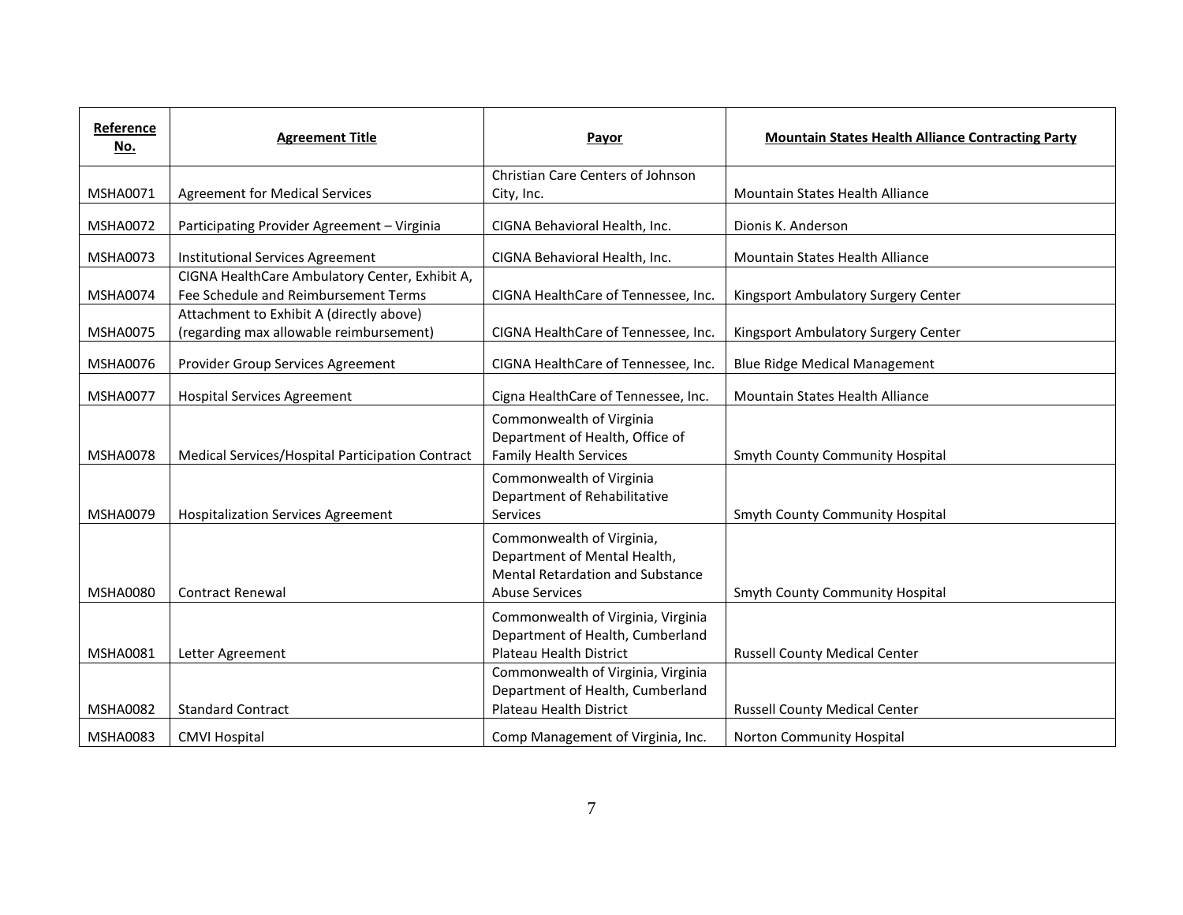| Reference No. | Agreement Title | Payor | Mountain States Health Alliance Contracting Party |
|---|---|---|---|
| MSHA0071 | Agreement for Medical Services | Christian Care Centers of Johnson City, Inc. | Mountain States Health Alliance |
| MSHA0072 | Participating Provider Agreement – Virginia | CIGNA Behavioral Health, Inc. | Dionis K. Anderson |
| MSHA0073 | Institutional Services Agreement | CIGNA Behavioral Health, Inc. | Mountain States Health Alliance |
| MSHA0074 | CIGNA HealthCare Ambulatory Center, Exhibit A, Fee Schedule and Reimbursement Terms | CIGNA HealthCare of Tennessee, Inc. | Kingsport Ambulatory Surgery Center |
| MSHA0075 | Attachment to Exhibit A (directly above) (regarding max allowable reimbursement) | CIGNA HealthCare of Tennessee, Inc. | Kingsport Ambulatory Surgery Center |
| MSHA0076 | Provider Group Services Agreement | CIGNA HealthCare of Tennessee, Inc. | Blue Ridge Medical Management |
| MSHA0077 | Hospital Services Agreement | Cigna HealthCare of Tennessee, Inc. | Mountain States Health Alliance |
| MSHA0078 | Medical Services/Hospital Participation Contract | Commonwealth of Virginia Department of Health, Office of Family Health Services | Smyth County Community Hospital |
| MSHA0079 | Hospitalization Services Agreement | Commonwealth of Virginia Department of Rehabilitative Services | Smyth County Community Hospital |
| MSHA0080 | Contract Renewal | Commonwealth of Virginia, Department of Mental Health, Mental Retardation and Substance Abuse Services | Smyth County Community Hospital |
| MSHA0081 | Letter Agreement | Commonwealth of Virginia, Virginia Department of Health, Cumberland Plateau Health District | Russell County Medical Center |
| MSHA0082 | Standard Contract | Commonwealth of Virginia, Virginia Department of Health, Cumberland Plateau Health District | Russell County Medical Center |
| MSHA0083 | CMVI Hospital | Comp Management of Virginia, Inc. | Norton Community Hospital |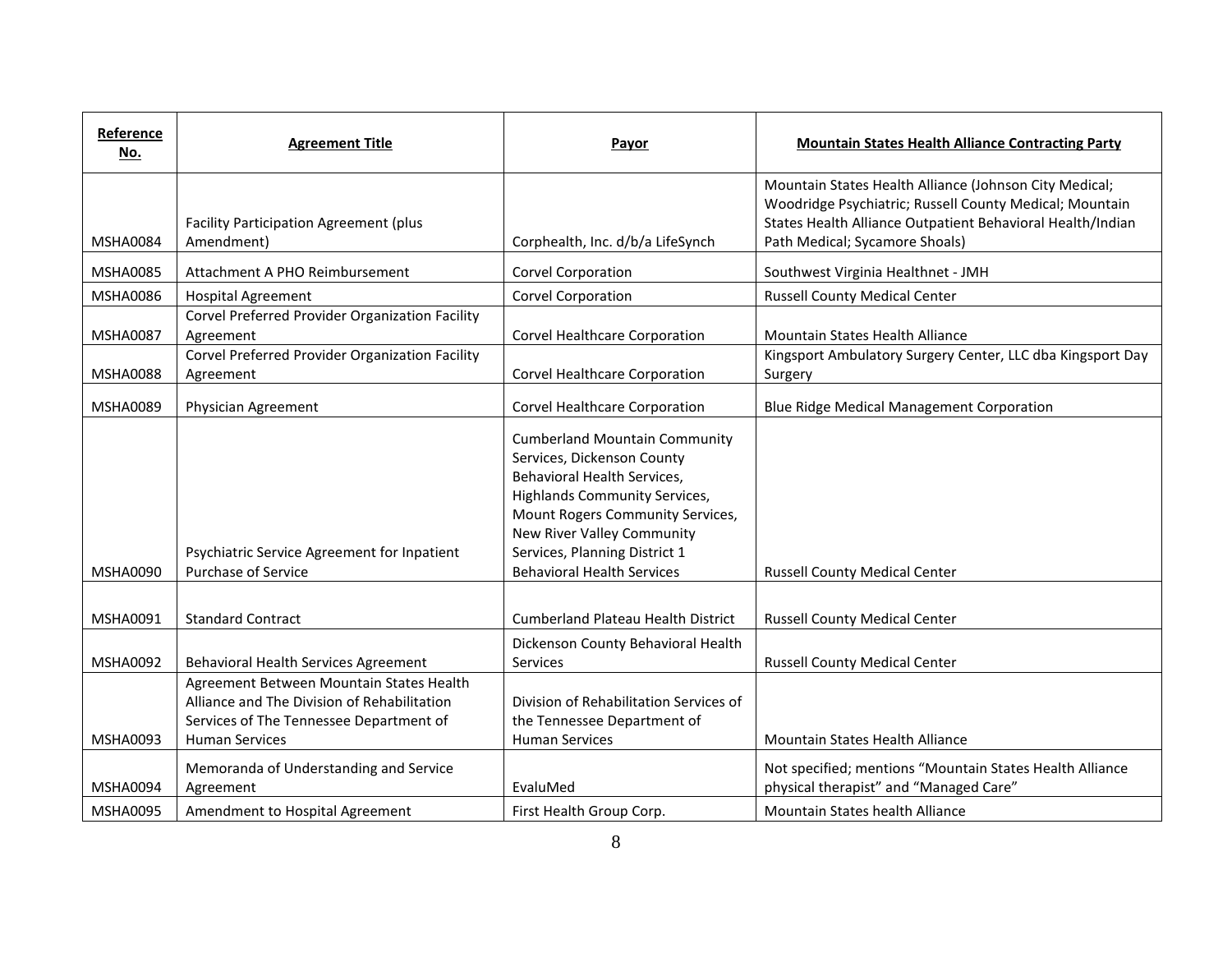| Reference No. | Agreement Title | Payor | Mountain States Health Alliance Contracting Party |
|---|---|---|---|
| MSHA0084 | Facility Participation Agreement (plus Amendment) | Corphealth, Inc. d/b/a LifeSynch | Mountain States Health Alliance (Johnson City Medical; Woodridge Psychiatric; Russell County Medical; Mountain States Health Alliance Outpatient Behavioral Health/Indian Path Medical; Sycamore Shoals) |
| MSHA0085 | Attachment A PHO Reimbursement | Corvel Corporation | Southwest Virginia Healthnet - JMH |
| MSHA0086 | Hospital Agreement | Corvel Corporation | Russell County Medical Center |
| MSHA0087 | Corvel Preferred Provider Organization Facility Agreement | Corvel Healthcare Corporation | Mountain States Health Alliance |
| MSHA0088 | Corvel Preferred Provider Organization Facility Agreement | Corvel Healthcare Corporation | Kingsport Ambulatory Surgery Center, LLC dba Kingsport Day Surgery |
| MSHA0089 | Physician Agreement | Corvel Healthcare Corporation | Blue Ridge Medical Management Corporation |
| MSHA0090 | Psychiatric Service Agreement for Inpatient Purchase of Service | Cumberland Mountain Community Services, Dickenson County Behavioral Health Services, Highlands Community Services, Mount Rogers Community Services, New River Valley Community Services, Planning District 1 Behavioral Health Services | Russell County Medical Center |
| MSHA0091 | Standard Contract | Cumberland Plateau Health District | Russell County Medical Center |
| MSHA0092 | Behavioral Health Services Agreement | Dickenson County Behavioral Health Services | Russell County Medical Center |
| MSHA0093 | Agreement Between Mountain States Health Alliance and The Division of Rehabilitation Services of The Tennessee Department of Human Services | Division of Rehabilitation Services of the Tennessee Department of Human Services | Mountain States Health Alliance |
| MSHA0094 | Memoranda of Understanding and Service Agreement | EvaluMed | Not specified; mentions "Mountain States Health Alliance physical therapist" and "Managed Care" |
| MSHA0095 | Amendment to Hospital Agreement | First Health Group Corp. | Mountain States health Alliance |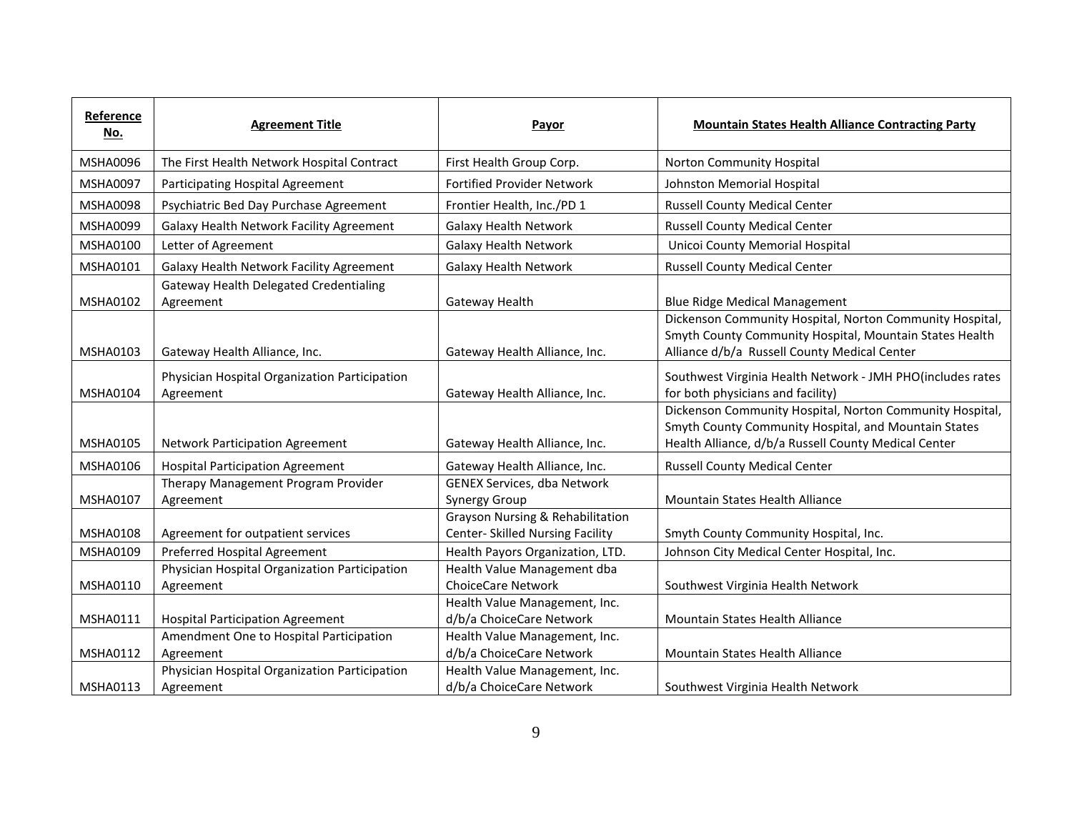| Reference No. | Agreement Title | Payor | Mountain States Health Alliance Contracting Party |
|---|---|---|---|
| MSHA0096 | The First Health Network Hospital Contract | First Health Group Corp. | Norton Community Hospital |
| MSHA0097 | Participating Hospital Agreement | Fortified Provider Network | Johnston Memorial Hospital |
| MSHA0098 | Psychiatric Bed Day Purchase Agreement | Frontier Health, Inc./PD 1 | Russell County Medical Center |
| MSHA0099 | Galaxy Health Network Facility Agreement | Galaxy Health Network | Russell County Medical Center |
| MSHA0100 | Letter of Agreement | Galaxy Health Network | Unicoi County Memorial Hospital |
| MSHA0101 | Galaxy Health Network Facility Agreement | Galaxy Health Network | Russell County Medical Center |
| MSHA0102 | Gateway Health Delegated Credentialing Agreement | Gateway Health | Blue Ridge Medical Management |
| MSHA0103 | Gateway Health Alliance, Inc. | Gateway Health Alliance, Inc. | Dickenson Community Hospital, Norton Community Hospital, Smyth County Community Hospital, Mountain States Health Alliance d/b/a Russell County Medical Center |
| MSHA0104 | Physician Hospital Organization Participation Agreement | Gateway Health Alliance, Inc. | Southwest Virginia Health Network - JMH PHO(includes rates for both physicians and facility) |
| MSHA0105 | Network Participation Agreement | Gateway Health Alliance, Inc. | Dickenson Community Hospital, Norton Community Hospital, Smyth County Community Hospital, and Mountain States Health Alliance, d/b/a Russell County Medical Center |
| MSHA0106 | Hospital Participation Agreement | Gateway Health Alliance, Inc. | Russell County Medical Center |
| MSHA0107 | Therapy Management Program Provider Agreement | GENEX Services, dba Network Synergy Group | Mountain States Health Alliance |
| MSHA0108 | Agreement for outpatient services | Grayson Nursing & Rehabilitation Center- Skilled Nursing Facility | Smyth County Community Hospital, Inc. |
| MSHA0109 | Preferred Hospital Agreement | Health Payors Organization, LTD. | Johnson City Medical Center Hospital, Inc. |
| MSHA0110 | Physician Hospital Organization Participation Agreement | Health Value Management dba ChoiceCare Network | Southwest Virginia Health Network |
| MSHA0111 | Hospital Participation Agreement | Health Value Management, Inc. d/b/a ChoiceCare Network | Mountain States Health Alliance |
| MSHA0112 | Amendment One to Hospital Participation Agreement | Health Value Management, Inc. d/b/a ChoiceCare Network | Mountain States Health Alliance |
| MSHA0113 | Physician Hospital Organization Participation Agreement | Health Value Management, Inc. d/b/a ChoiceCare Network | Southwest Virginia Health Network |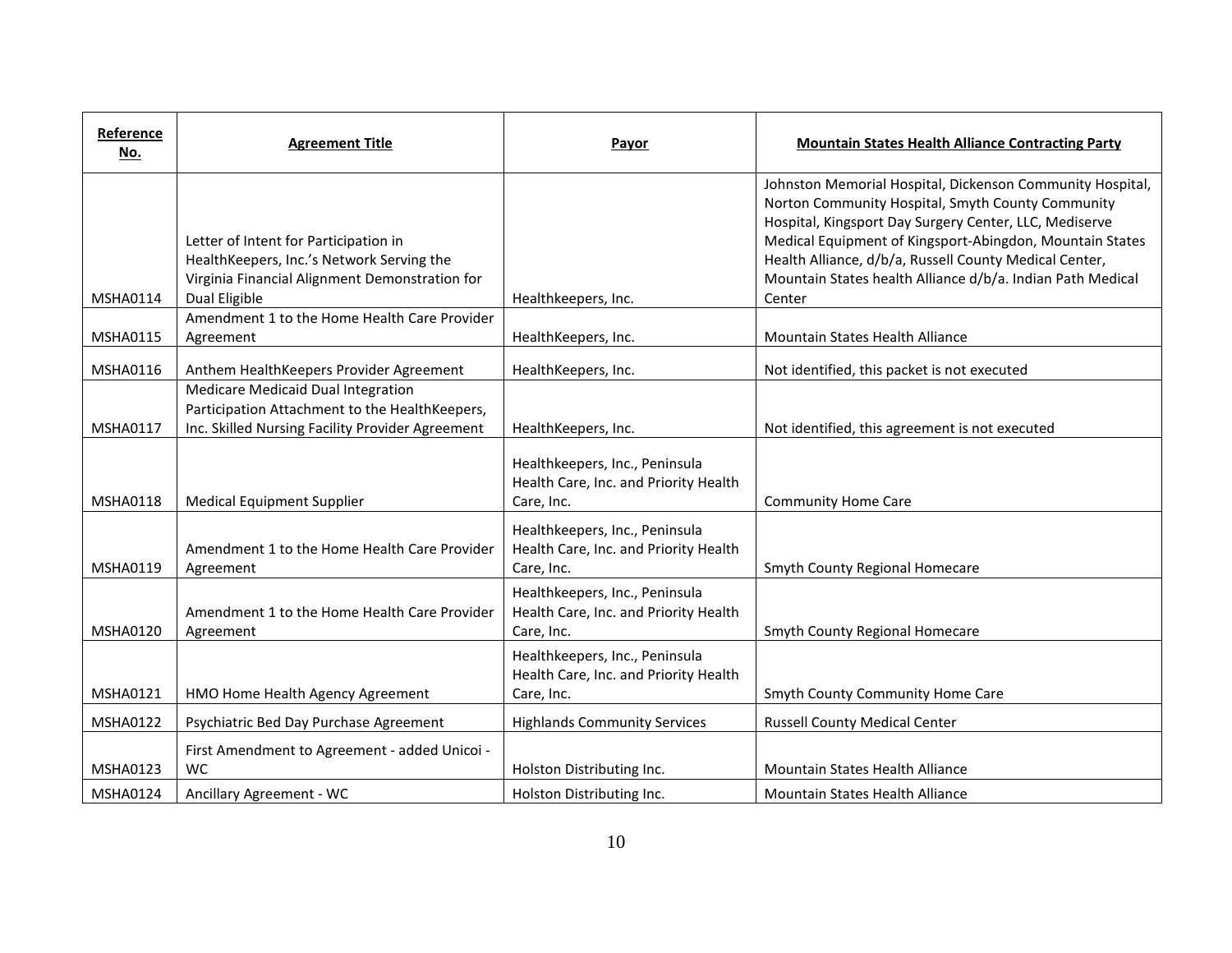| Reference No. | Agreement Title | Payor | Mountain States Health Alliance Contracting Party |
|---|---|---|---|
| MSHA0114 | Letter of Intent for Participation in HealthKeepers, Inc.'s Network Serving the Virginia Financial Alignment Demonstration for Dual Eligible | Healthkeepers, Inc. | Johnston Memorial Hospital, Dickenson Community Hospital, Norton Community Hospital, Smyth County Community Hospital, Kingsport Day Surgery Center, LLC, Mediserve Medical Equipment of Kingsport-Abingdon, Mountain States Health Alliance, d/b/a, Russell County Medical Center, Mountain States health Alliance d/b/a. Indian Path Medical Center |
| MSHA0115 | Amendment 1 to the Home Health Care Provider Agreement | HealthKeepers, Inc. | Mountain States Health Alliance |
| MSHA0116 | Anthem HealthKeepers Provider Agreement | HealthKeepers, Inc. | Not identified, this packet is not executed |
| MSHA0117 | Medicare Medicaid Dual Integration Participation Attachment to the HealthKeepers, Inc. Skilled Nursing Facility Provider Agreement | HealthKeepers, Inc. | Not identified, this agreement is not executed |
| MSHA0118 | Medical Equipment Supplier | Healthkeepers, Inc., Peninsula Health Care, Inc. and Priority Health Care, Inc. | Community Home Care |
| MSHA0119 | Amendment 1 to the Home Health Care Provider Agreement | Healthkeepers, Inc., Peninsula Health Care, Inc. and Priority Health Care, Inc. | Smyth County Regional Homecare |
| MSHA0120 | Amendment 1 to the Home Health Care Provider Agreement | Healthkeepers, Inc., Peninsula Health Care, Inc. and Priority Health Care, Inc. | Smyth County Regional Homecare |
| MSHA0121 | HMO Home Health Agency Agreement | Healthkeepers, Inc., Peninsula Health Care, Inc. and Priority Health Care, Inc. | Smyth County Community Home Care |
| MSHA0122 | Psychiatric Bed Day Purchase Agreement | Highlands Community Services | Russell County Medical Center |
| MSHA0123 | First Amendment to Agreement - added Unicoi - WC | Holston Distributing Inc. | Mountain States Health Alliance |
| MSHA0124 | Ancillary Agreement - WC | Holston Distributing Inc. | Mountain States Health Alliance |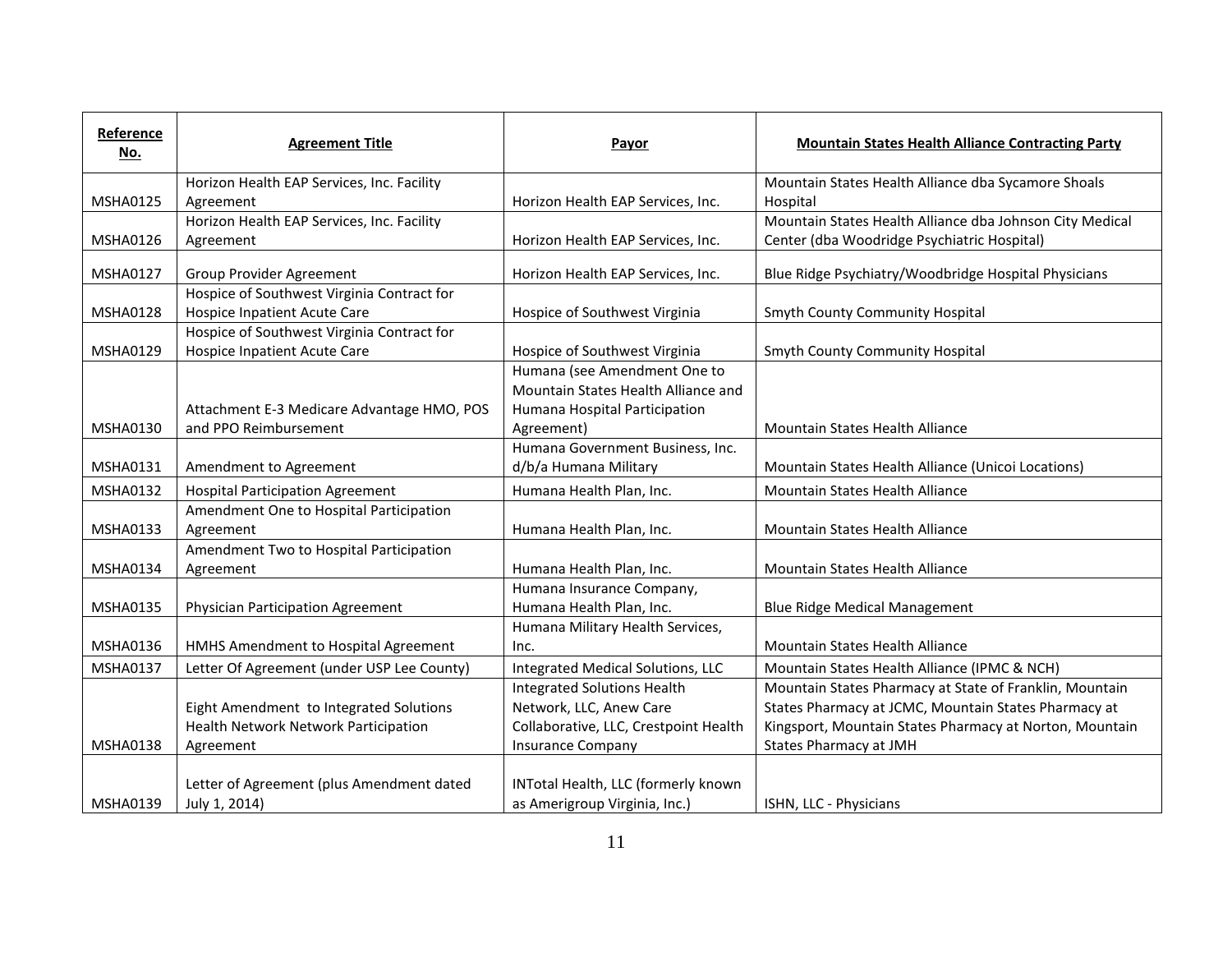| Reference No. | Agreement Title | Payor | Mountain States Health Alliance Contracting Party |
|---|---|---|---|
| MSHA0125 | Horizon Health EAP Services, Inc. Facility Agreement | Horizon Health EAP Services, Inc. | Mountain States Health Alliance dba Sycamore Shoals Hospital |
| MSHA0126 | Horizon Health EAP Services, Inc. Facility Agreement | Horizon Health EAP Services, Inc. | Mountain States Health Alliance dba Johnson City Medical Center (dba Woodridge Psychiatric Hospital) |
| MSHA0127 | Group Provider Agreement | Horizon Health EAP Services, Inc. | Blue Ridge Psychiatry/Woodbridge Hospital Physicians |
| MSHA0128 | Hospice of Southwest Virginia Contract for Hospice Inpatient Acute Care | Hospice of Southwest Virginia | Smyth County Community Hospital |
| MSHA0129 | Hospice of Southwest Virginia Contract for Hospice Inpatient Acute Care | Hospice of Southwest Virginia | Smyth County Community Hospital |
| MSHA0130 | Attachment E-3 Medicare Advantage HMO, POS and PPO Reimbursement | Humana (see Amendment One to Mountain States Health Alliance and Humana Hospital Participation Agreement) | Mountain States Health Alliance |
| MSHA0131 | Amendment to Agreement | Humana Government Business, Inc. d/b/a Humana Military | Mountain States Health Alliance (Unicoi Locations) |
| MSHA0132 | Hospital Participation Agreement | Humana Health Plan, Inc. | Mountain States Health Alliance |
| MSHA0133 | Amendment One to Hospital Participation Agreement | Humana Health Plan, Inc. | Mountain States Health Alliance |
| MSHA0134 | Amendment Two to Hospital Participation Agreement | Humana Health Plan, Inc. | Mountain States Health Alliance |
| MSHA0135 | Physician Participation Agreement | Humana Insurance Company, Humana Health Plan, Inc. | Blue Ridge Medical Management |
| MSHA0136 | HMHS Amendment to Hospital Agreement | Humana Military Health Services, Inc. | Mountain States Health Alliance |
| MSHA0137 | Letter Of Agreement (under USP Lee County) | Integrated Medical Solutions, LLC | Mountain States Health Alliance (IPMC & NCH) |
| MSHA0138 | Eight Amendment to Integrated Solutions Health Network Network Participation Agreement | Integrated Solutions Health Network, LLC, Anew Care Collaborative, LLC, Crestpoint Health Insurance Company | Mountain States Pharmacy at State of Franklin, Mountain States Pharmacy at JCMC, Mountain States Pharmacy at Kingsport, Mountain States Pharmacy at Norton, Mountain States Pharmacy at JMH |
| MSHA0139 | Letter of Agreement (plus Amendment dated July 1, 2014) | INTotal Health, LLC (formerly known as Amerigroup Virginia, Inc.) | ISHN, LLC - Physicians |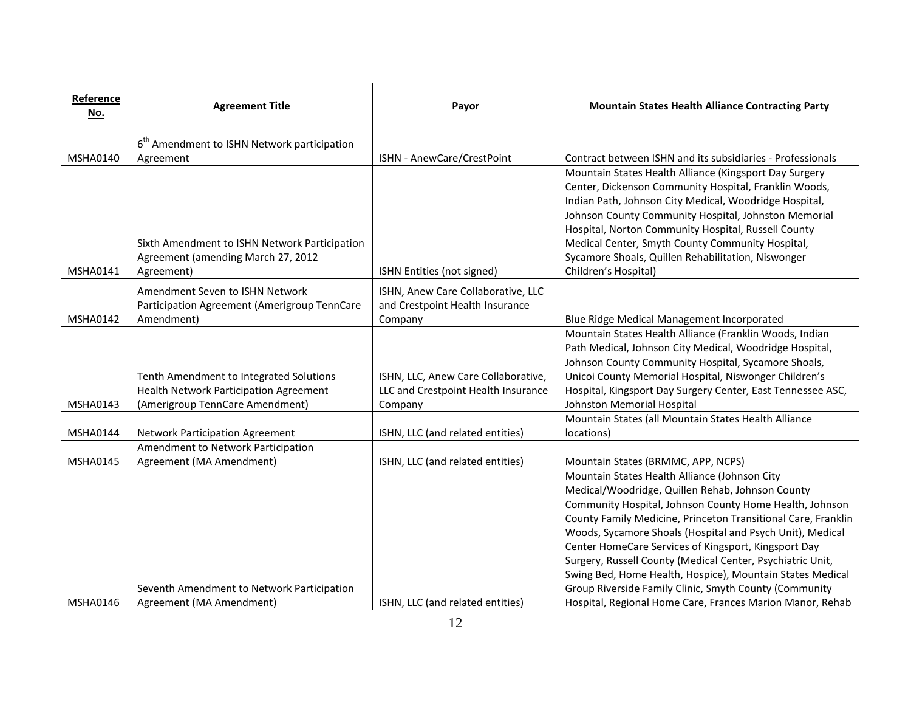| Reference No. | Agreement Title | Payor | Mountain States Health Alliance Contracting Party |
|---|---|---|---|
| MSHA0140 | 6th Amendment to ISHN Network participation Agreement | ISHN - AnewCare/CrestPoint | Contract between ISHN and its subsidiaries - Professionals |
| MSHA0141 | Sixth Amendment to ISHN Network Participation Agreement (amending March 27, 2012 Agreement) | ISHN Entities (not signed) | Mountain States Health Alliance (Kingsport Day Surgery Center, Dickenson Community Hospital, Franklin Woods, Indian Path, Johnson City Medical, Woodridge Hospital, Johnson County Community Hospital, Johnston Memorial Hospital, Norton Community Hospital, Russell County Medical Center, Smyth County Community Hospital, Sycamore Shoals, Quillen Rehabilitation, Niswonger Children's Hospital) |
| MSHA0142 | Amendment Seven to ISHN Network Participation Agreement (Amerigroup TennCare Amendment) | ISHN, Anew Care Collaborative, LLC and Crestpoint Health Insurance Company | Blue Ridge Medical Management Incorporated |
| MSHA0143 | Tenth Amendment to Integrated Solutions Health Network Participation Agreement (Amerigroup TennCare Amendment) | ISHN, LLC, Anew Care Collaborative, LLC and Crestpoint Health Insurance Company | Mountain States Health Alliance (Franklin Woods, Indian Path Medical, Johnson City Medical, Woodridge Hospital, Johnson County Community Hospital, Sycamore Shoals, Unicoi County Memorial Hospital, Niswonger Children's Hospital, Kingsport Day Surgery Center, East Tennessee ASC, Johnston Memorial Hospital |
| MSHA0144 | Network Participation Agreement | ISHN, LLC (and related entities) | Mountain States (all Mountain States Health Alliance locations) |
| MSHA0145 | Amendment to Network Participation Agreement (MA Amendment) | ISHN, LLC (and related entities) | Mountain States (BRMMC, APP, NCPS) |
| MSHA0146 | Seventh Amendment to Network Participation Agreement (MA Amendment) | ISHN, LLC (and related entities) | Mountain States Health Alliance (Johnson City Medical/Woodridge, Quillen Rehab, Johnson County Community Hospital, Johnson County Home Health, Johnson County Family Medicine, Princeton Transitional Care, Franklin Woods, Sycamore Shoals (Hospital and Psych Unit), Medical Center HomeCare Services of Kingsport, Kingsport Day Surgery, Russell County (Medical Center, Psychiatric Unit, Swing Bed, Home Health, Hospice), Mountain States Medical Group Riverside Family Clinic, Smyth County (Community Hospital, Regional Home Care, Frances Marion Manor, Rehab |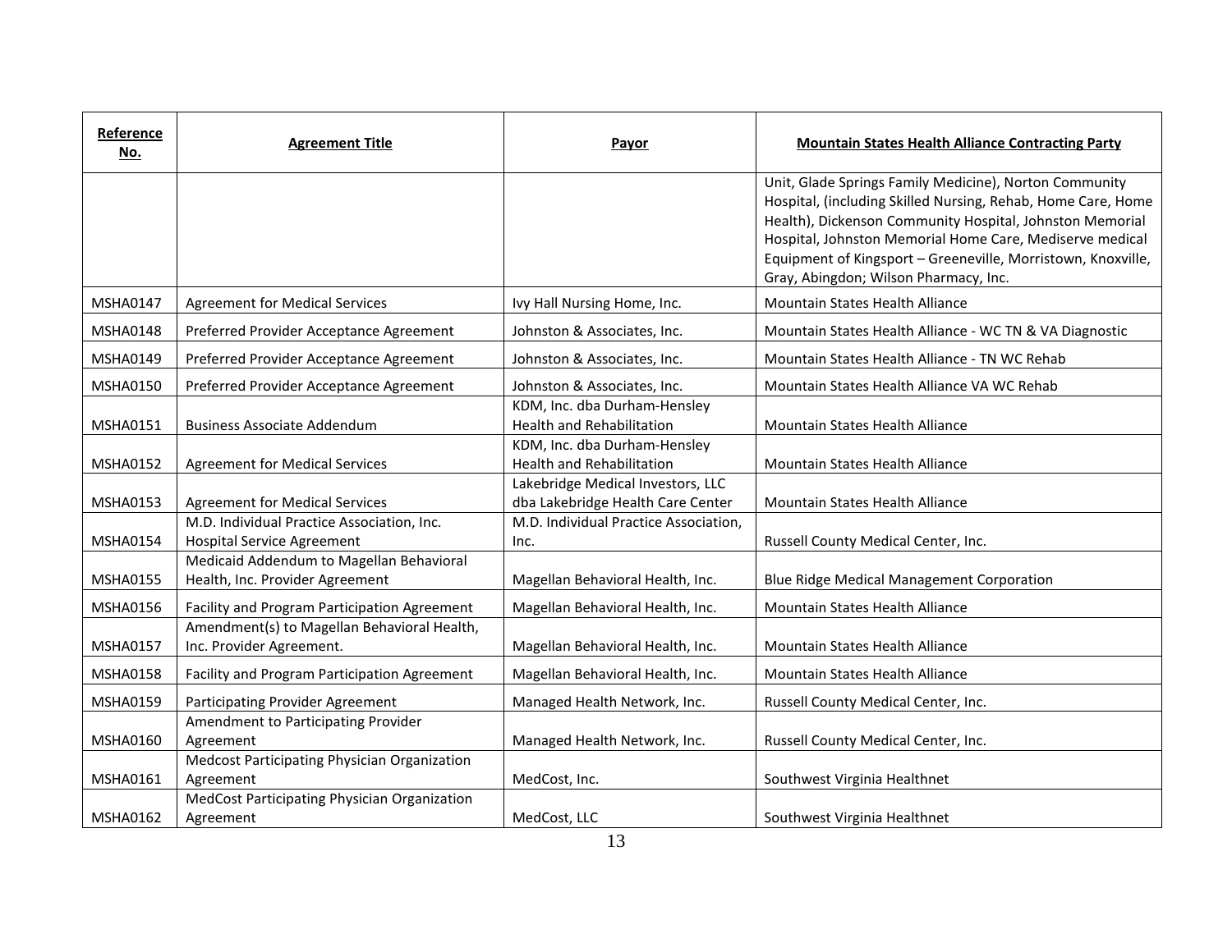| Reference No. | Agreement Title | Payor | Mountain States Health Alliance Contracting Party |
|---|---|---|---|
| | | | Unit, Glade Springs Family Medicine), Norton Community Hospital, (including Skilled Nursing, Rehab, Home Care, Home Health), Dickenson Community Hospital, Johnston Memorial Hospital, Johnston Memorial Home Care, Mediserve medical Equipment of Kingsport – Greeneville, Morristown, Knoxville, Gray, Abingdon; Wilson Pharmacy, Inc. |
| MSHA0147 | Agreement for Medical Services | Ivy Hall Nursing Home, Inc. | Mountain States Health Alliance |
| MSHA0148 | Preferred Provider Acceptance Agreement | Johnston & Associates, Inc. | Mountain States Health Alliance - WC TN & VA Diagnostic |
| MSHA0149 | Preferred Provider Acceptance Agreement | Johnston & Associates, Inc. | Mountain States Health Alliance - TN WC Rehab |
| MSHA0150 | Preferred Provider Acceptance Agreement | Johnston & Associates, Inc. | Mountain States Health Alliance VA WC Rehab |
| MSHA0151 | Business Associate Addendum | KDM, Inc. dba Durham-Hensley Health and Rehabilitation | Mountain States Health Alliance |
| MSHA0152 | Agreement for Medical Services | KDM, Inc. dba Durham-Hensley Health and Rehabilitation | Mountain States Health Alliance |
| MSHA0153 | Agreement for Medical Services | Lakebridge Medical Investors, LLC dba Lakebridge Health Care Center | Mountain States Health Alliance |
| MSHA0154 | M.D. Individual Practice Association, Inc. Hospital Service Agreement | M.D. Individual Practice Association, Inc. | Russell County Medical Center, Inc. |
| MSHA0155 | Medicaid Addendum to Magellan Behavioral Health, Inc. Provider Agreement | Magellan Behavioral Health, Inc. | Blue Ridge Medical Management Corporation |
| MSHA0156 | Facility and Program Participation Agreement | Magellan Behavioral Health, Inc. | Mountain States Health Alliance |
| MSHA0157 | Amendment(s) to Magellan Behavioral Health, Inc. Provider Agreement. | Magellan Behavioral Health, Inc. | Mountain States Health Alliance |
| MSHA0158 | Facility and Program Participation Agreement | Magellan Behavioral Health, Inc. | Mountain States Health Alliance |
| MSHA0159 | Participating Provider Agreement | Managed Health Network, Inc. | Russell County Medical Center, Inc. |
| MSHA0160 | Amendment to Participating Provider Agreement | Managed Health Network, Inc. | Russell County Medical Center, Inc. |
| MSHA0161 | Medcost Participating Physician Organization Agreement | MedCost, Inc. | Southwest Virginia Healthnet |
| MSHA0162 | MedCost Participating Physician Organization Agreement | MedCost, LLC | Southwest Virginia Healthnet |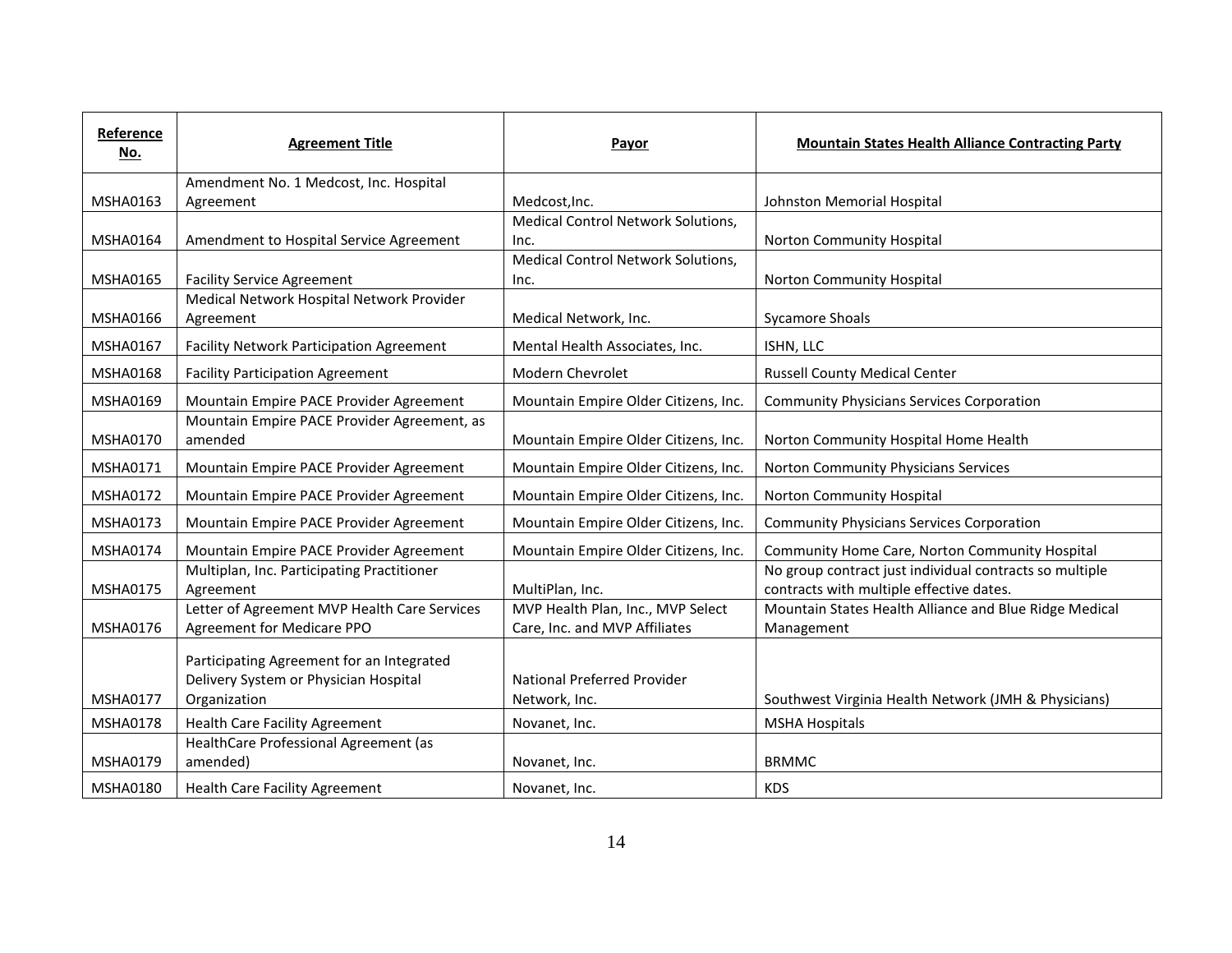| Reference No. | Agreement Title | Payor | Mountain States Health Alliance Contracting Party |
|---|---|---|---|
| MSHA0163 | Amendment No. 1 Medcost, Inc. Hospital Agreement | Medcost,Inc. | Johnston Memorial Hospital |
| MSHA0164 | Amendment to Hospital Service Agreement | Medical Control Network Solutions, Inc. | Norton Community Hospital |
| MSHA0165 | Facility Service Agreement | Medical Control Network Solutions, Inc. | Norton Community Hospital |
| MSHA0166 | Medical Network Hospital Network Provider Agreement | Medical Network, Inc. | Sycamore Shoals |
| MSHA0167 | Facility Network Participation Agreement | Mental Health Associates, Inc. | ISHN, LLC |
| MSHA0168 | Facility Participation Agreement | Modern Chevrolet | Russell County Medical Center |
| MSHA0169 | Mountain Empire PACE Provider Agreement | Mountain Empire Older Citizens, Inc. | Community Physicians Services Corporation |
| MSHA0170 | Mountain Empire PACE Provider Agreement, as amended | Mountain Empire Older Citizens, Inc. | Norton Community Hospital Home Health |
| MSHA0171 | Mountain Empire PACE Provider Agreement | Mountain Empire Older Citizens, Inc. | Norton Community Physicians Services |
| MSHA0172 | Mountain Empire PACE Provider Agreement | Mountain Empire Older Citizens, Inc. | Norton Community Hospital |
| MSHA0173 | Mountain Empire PACE Provider Agreement | Mountain Empire Older Citizens, Inc. | Community Physicians Services Corporation |
| MSHA0174 | Mountain Empire PACE Provider Agreement | Mountain Empire Older Citizens, Inc. | Community Home Care, Norton Community Hospital |
| MSHA0175 | Multiplan, Inc. Participating Practitioner Agreement | MultiPlan, Inc. | No group contract just individual contracts so multiple contracts with multiple effective dates. |
| MSHA0176 | Letter of Agreement MVP Health Care Services Agreement for Medicare PPO | MVP Health Plan, Inc., MVP Select Care, Inc. and MVP Affiliates | Mountain States Health Alliance and Blue Ridge Medical Management |
| MSHA0177 | Participating Agreement for an Integrated Delivery System or Physician Hospital Organization | National Preferred Provider Network, Inc. | Southwest Virginia Health Network (JMH & Physicians) |
| MSHA0178 | Health Care Facility Agreement | Novanet, Inc. | MSHA Hospitals |
| MSHA0179 | HealthCare Professional Agreement (as amended) | Novanet, Inc. | BRMMC |
| MSHA0180 | Health Care Facility Agreement | Novanet, Inc. | KDS |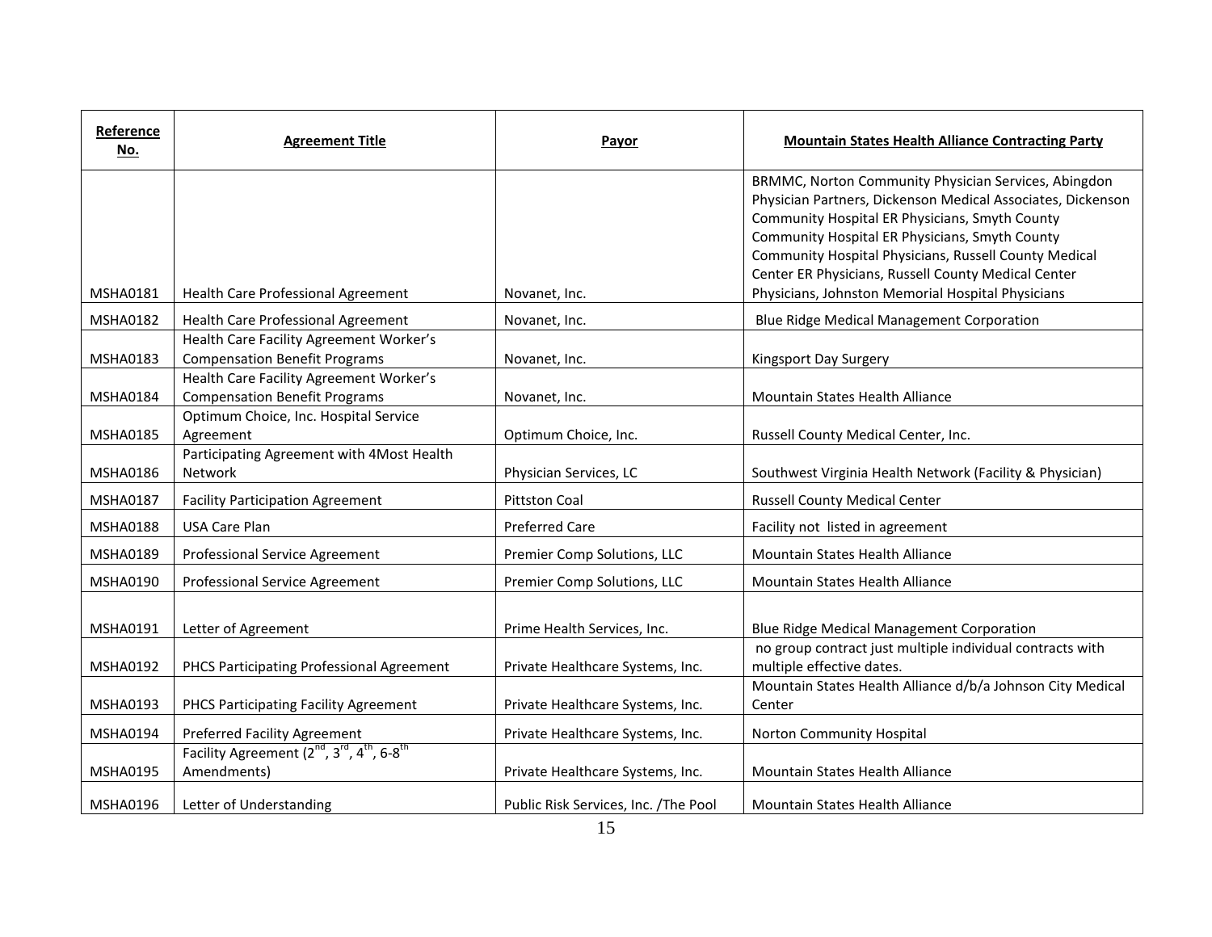| Reference No. | Agreement Title | Payor | Mountain States Health Alliance Contracting Party |
|---|---|---|---|
| MSHA0181 | Health Care Professional Agreement | Novanet, Inc. | BRMMC, Norton Community Physician Services, Abingdon Physician Partners, Dickenson Medical Associates, Dickenson Community Hospital ER Physicians, Smyth County Community Hospital ER Physicians, Smyth County Community Hospital Physicians, Russell County Medical Center ER Physicians, Russell County Medical Center Physicians, Johnston Memorial Hospital Physicians |
| MSHA0182 | Health Care Professional Agreement | Novanet, Inc. | Blue Ridge Medical Management Corporation |
| MSHA0183 | Health Care Facility Agreement Worker's Compensation Benefit Programs | Novanet, Inc. | Kingsport Day Surgery |
| MSHA0184 | Health Care Facility Agreement Worker's Compensation Benefit Programs | Novanet, Inc. | Mountain States Health Alliance |
| MSHA0185 | Optimum Choice, Inc. Hospital Service Agreement | Optimum Choice, Inc. | Russell County Medical Center, Inc. |
| MSHA0186 | Participating Agreement with 4Most Health Network | Physician Services, LC | Southwest Virginia Health Network (Facility & Physician) |
| MSHA0187 | Facility Participation Agreement | Pittston Coal | Russell County Medical Center |
| MSHA0188 | USA Care Plan | Preferred Care | Facility not listed in agreement |
| MSHA0189 | Professional Service Agreement | Premier Comp Solutions, LLC | Mountain States Health Alliance |
| MSHA0190 | Professional Service Agreement | Premier Comp Solutions, LLC | Mountain States Health Alliance |
| MSHA0191 | Letter of Agreement | Prime Health Services, Inc. | Blue Ridge Medical Management Corporation |
| MSHA0192 | PHCS Participating Professional Agreement | Private Healthcare Systems, Inc. | no group contract just multiple individual contracts with multiple effective dates. |
| MSHA0193 | PHCS Participating Facility Agreement | Private Healthcare Systems, Inc. | Mountain States Health Alliance d/b/a Johnson City Medical Center |
| MSHA0194 | Preferred Facility Agreement | Private Healthcare Systems, Inc. | Norton Community Hospital |
| MSHA0195 | Facility Agreement (2nd, 3rd, 4th, 6-8th Amendments) | Private Healthcare Systems, Inc. | Mountain States Health Alliance |
| MSHA0196 | Letter of Understanding | Public Risk Services, Inc. /The Pool | Mountain States Health Alliance |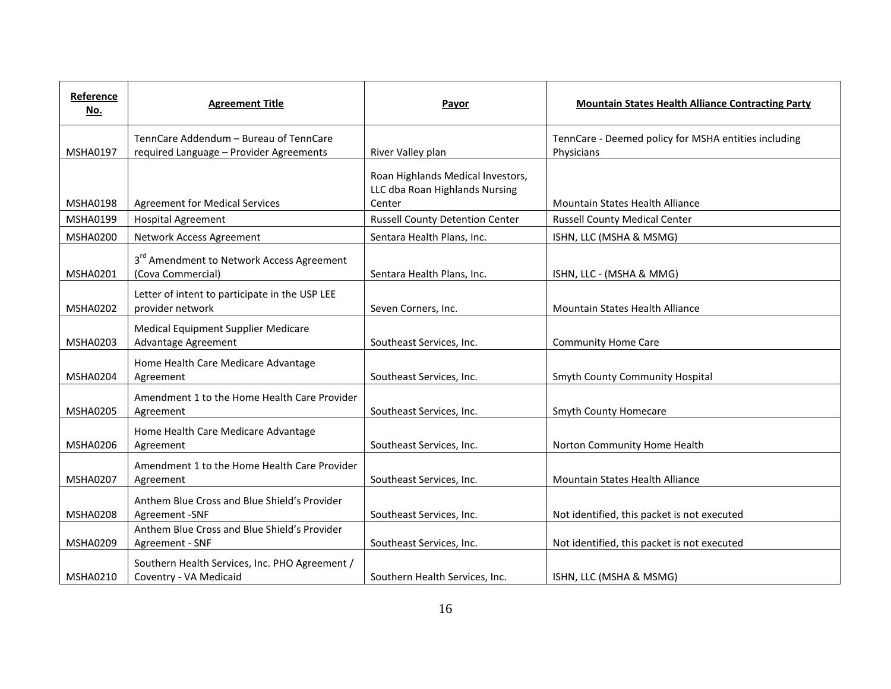| Reference No. | Agreement Title | Payor | Mountain States Health Alliance Contracting Party |
|---|---|---|---|
| MSHA0197 | TennCare Addendum – Bureau of TennCare required Language – Provider Agreements | River Valley plan | TennCare - Deemed policy for MSHA entities including Physicians |
| MSHA0198 | Agreement for Medical Services | Roan Highlands Medical Investors, LLC dba Roan Highlands Nursing Center | Mountain States Health Alliance |
| MSHA0199 | Hospital Agreement | Russell County Detention Center | Russell County Medical Center |
| MSHA0200 | Network Access Agreement | Sentara Health Plans, Inc. | ISHN, LLC (MSHA & MSMG) |
| MSHA0201 | 3rd Amendment to Network Access Agreement (Cova Commercial) | Sentara Health Plans, Inc. | ISHN, LLC - (MSHA & MMG) |
| MSHA0202 | Letter of intent to participate in the USP LEE provider network | Seven Corners, Inc. | Mountain States Health Alliance |
| MSHA0203 | Medical Equipment Supplier Medicare Advantage Agreement | Southeast Services, Inc. | Community Home Care |
| MSHA0204 | Home Health Care Medicare Advantage Agreement | Southeast Services, Inc. | Smyth County Community Hospital |
| MSHA0205 | Amendment 1 to the Home Health Care Provider Agreement | Southeast Services, Inc. | Smyth County Homecare |
| MSHA0206 | Home Health Care Medicare Advantage Agreement | Southeast Services, Inc. | Norton Community Home Health |
| MSHA0207 | Amendment 1 to the Home Health Care Provider Agreement | Southeast Services, Inc. | Mountain States Health Alliance |
| MSHA0208 | Anthem Blue Cross and Blue Shield's Provider Agreement -SNF | Southeast Services, Inc. | Not identified, this packet is not executed |
| MSHA0209 | Anthem Blue Cross and Blue Shield's Provider Agreement - SNF | Southeast Services, Inc. | Not identified, this packet is not executed |
| MSHA0210 | Southern Health Services, Inc. PHO Agreement / Coventry - VA Medicaid | Southern Health Services, Inc. | ISHN, LLC (MSHA & MSMG) |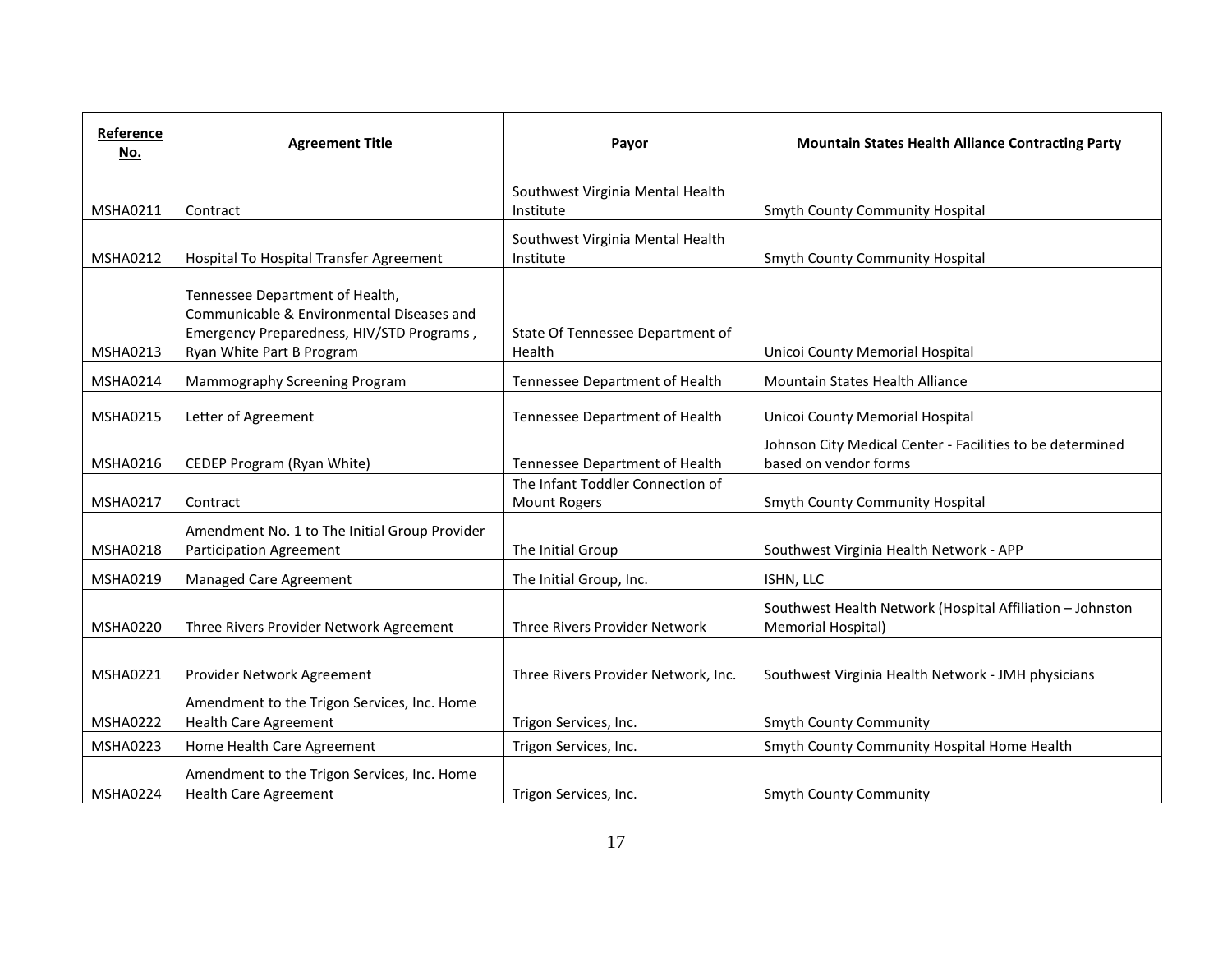| Reference No. | Agreement Title | Payor | Mountain States Health Alliance Contracting Party |
|---|---|---|---|
| MSHA0211 | Contract | Southwest Virginia Mental Health Institute | Smyth County Community Hospital |
| MSHA0212 | Hospital To Hospital Transfer Agreement | Southwest Virginia Mental Health Institute | Smyth County Community Hospital |
| MSHA0213 | Tennessee Department of Health, Communicable & Environmental Diseases and Emergency Preparedness, HIV/STD Programs , Ryan White Part B Program | State Of Tennessee Department of Health | Unicoi County Memorial Hospital |
| MSHA0214 | Mammography Screening Program | Tennessee Department of Health | Mountain States Health Alliance |
| MSHA0215 | Letter of Agreement | Tennessee Department of Health | Unicoi County Memorial Hospital |
| MSHA0216 | CEDEP Program (Ryan White) | Tennessee Department of Health | Johnson City Medical Center - Facilities to be determined based on vendor forms |
| MSHA0217 | Contract | The Infant Toddler Connection of Mount Rogers | Smyth County Community Hospital |
| MSHA0218 | Amendment No. 1 to The Initial Group Provider Participation Agreement | The Initial Group | Southwest Virginia Health Network - APP |
| MSHA0219 | Managed Care Agreement | The Initial Group, Inc. | ISHN, LLC |
| MSHA0220 | Three Rivers Provider Network Agreement | Three Rivers Provider Network | Southwest Health Network (Hospital Affiliation – Johnston Memorial Hospital) |
| MSHA0221 | Provider Network Agreement | Three Rivers Provider Network, Inc. | Southwest Virginia Health Network - JMH physicians |
| MSHA0222 | Amendment to the Trigon Services, Inc. Home Health Care Agreement | Trigon Services, Inc. | Smyth County Community |
| MSHA0223 | Home Health Care Agreement | Trigon Services, Inc. | Smyth County Community Hospital Home Health |
| MSHA0224 | Amendment to the Trigon Services, Inc. Home Health Care Agreement | Trigon Services, Inc. | Smyth County Community |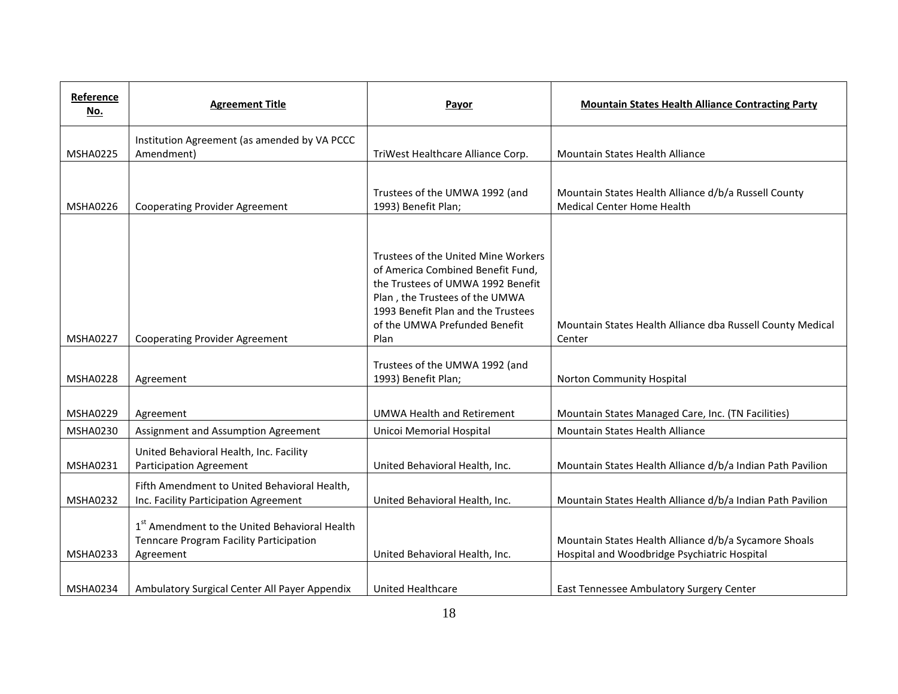| Reference No. | Agreement Title | Payor | Mountain States Health Alliance Contracting Party |
|---|---|---|---|
| MSHA0225 | Institution Agreement (as amended by VA PCCC Amendment) | TriWest Healthcare Alliance Corp. | Mountain States Health Alliance |
| MSHA0226 | Cooperating Provider Agreement | Trustees of the UMWA 1992 (and 1993) Benefit Plan; | Mountain States Health Alliance d/b/a Russell County Medical Center Home Health |
| MSHA0227 | Cooperating Provider Agreement | Trustees of the United Mine Workers of America Combined Benefit Fund, the Trustees of UMWA 1992 Benefit Plan , the Trustees of the UMWA 1993 Benefit Plan and the Trustees of the UMWA Prefunded Benefit Plan | Mountain States Health Alliance dba Russell County Medical Center |
| MSHA0228 | Agreement | Trustees of the UMWA 1992 (and 1993) Benefit Plan; | Norton Community Hospital |
| MSHA0229 | Agreement | UMWA Health and Retirement | Mountain States Managed Care, Inc. (TN Facilities) |
| MSHA0230 | Assignment and Assumption Agreement | Unicoi Memorial Hospital | Mountain States Health Alliance |
| MSHA0231 | United Behavioral Health, Inc. Facility Participation Agreement | United Behavioral Health, Inc. | Mountain States Health Alliance d/b/a Indian Path Pavilion |
| MSHA0232 | Fifth Amendment to United Behavioral Health, Inc. Facility Participation Agreement | United Behavioral Health, Inc. | Mountain States Health Alliance d/b/a Indian Path Pavilion |
| MSHA0233 | 1st Amendment to the United Behavioral Health Tenncare Program Facility Participation Agreement | United Behavioral Health, Inc. | Mountain States Health Alliance d/b/a Sycamore Shoals Hospital and Woodbridge Psychiatric Hospital |
| MSHA0234 | Ambulatory Surgical Center All Payer Appendix | United Healthcare | East Tennessee Ambulatory Surgery Center |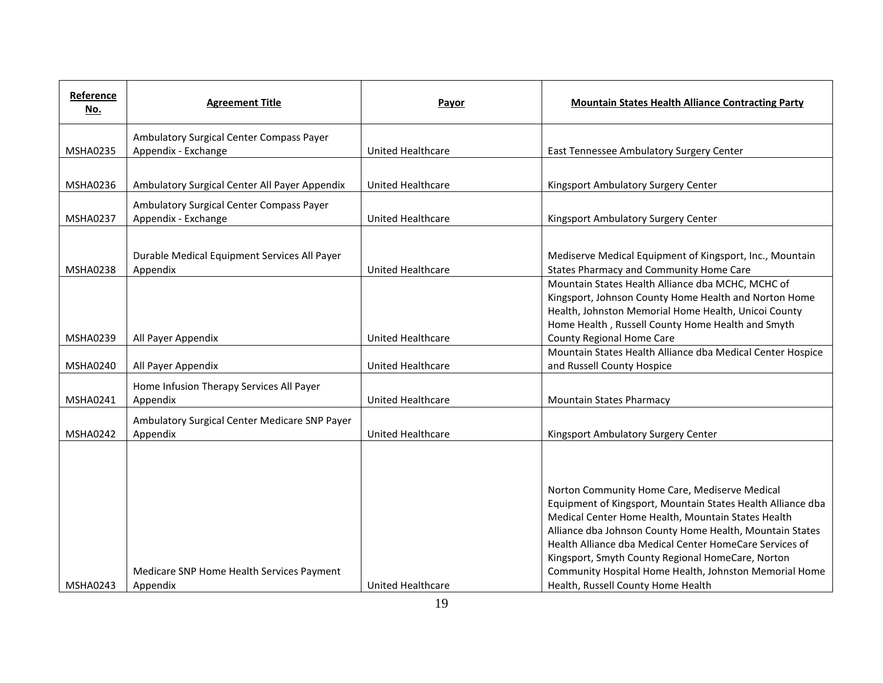| Reference No. | Agreement Title | Payor | Mountain States Health Alliance Contracting Party |
|---|---|---|---|
| MSHA0235 | Ambulatory Surgical Center Compass Payer Appendix - Exchange | United Healthcare | East Tennessee Ambulatory Surgery Center |
| MSHA0236 | Ambulatory Surgical Center All Payer Appendix | United Healthcare | Kingsport Ambulatory Surgery Center |
| MSHA0237 | Ambulatory Surgical Center Compass Payer Appendix - Exchange | United Healthcare | Kingsport Ambulatory Surgery Center |
| MSHA0238 | Durable Medical Equipment Services All Payer Appendix | United Healthcare | Mediserve Medical Equipment of Kingsport, Inc., Mountain States Pharmacy and Community Home Care |
| MSHA0239 | All Payer Appendix | United Healthcare | Mountain States Health Alliance dba MCHC, MCHC of Kingsport, Johnson County Home Health and Norton Home Health, Johnston Memorial Home Health, Unicoi County Home Health , Russell County Home Health and Smyth County Regional Home Care |
| MSHA0240 | All Payer Appendix | United Healthcare | Mountain States Health Alliance dba Medical Center Hospice and Russell County Hospice |
| MSHA0241 | Home Infusion Therapy Services All Payer Appendix | United Healthcare | Mountain States Pharmacy |
| MSHA0242 | Ambulatory Surgical Center Medicare SNP Payer Appendix | United Healthcare | Kingsport Ambulatory Surgery Center |
| MSHA0243 | Medicare SNP Home Health Services Payment Appendix | United Healthcare | Norton Community Home Care, Mediserve Medical Equipment of Kingsport, Mountain States Health Alliance dba Medical Center Home Health, Mountain States Health Alliance dba Johnson County Home Health, Mountain States Health Alliance dba Medical Center HomeCare Services of Kingsport, Smyth County Regional HomeCare, Norton Community Hospital Home Health, Johnston Memorial Home Health, Russell County Home Health |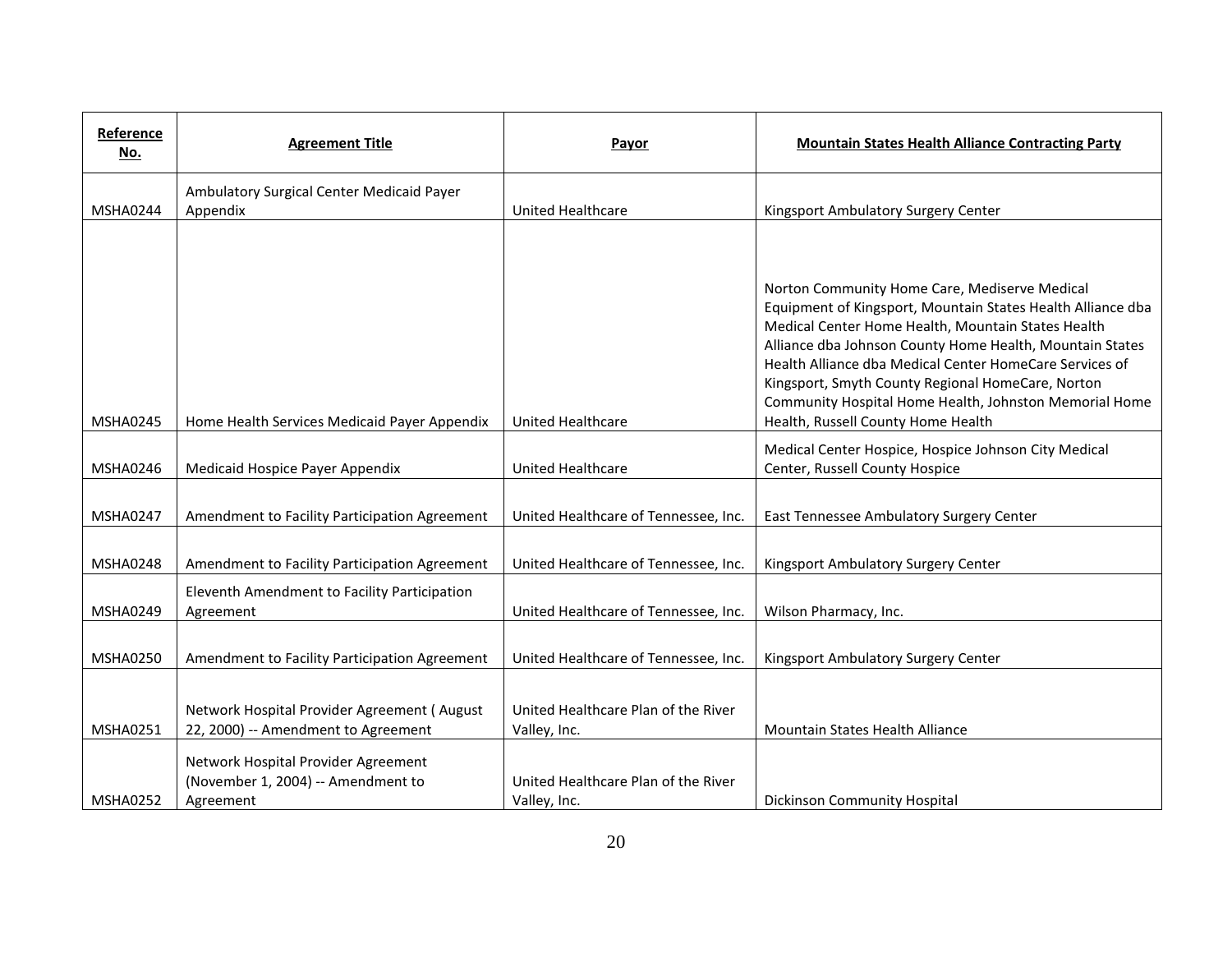| Reference No. | Agreement Title | Payor | Mountain States Health Alliance Contracting Party |
|---|---|---|---|
| MSHA0244 | Ambulatory Surgical Center Medicaid Payer Appendix | United Healthcare | Kingsport Ambulatory Surgery Center |
| MSHA0245 | Home Health Services Medicaid Payer Appendix | United Healthcare | Norton Community Home Care, Mediserve Medical Equipment of Kingsport, Mountain States Health Alliance dba Medical Center Home Health, Mountain States Health Alliance dba Johnson County Home Health, Mountain States Health Alliance dba Medical Center HomeCare Services of Kingsport, Smyth County Regional HomeCare, Norton Community Hospital Home Health, Johnston Memorial Home Health, Russell County Home Health |
| MSHA0246 | Medicaid Hospice Payer Appendix | United Healthcare | Medical Center Hospice, Hospice Johnson City Medical Center, Russell County Hospice |
| MSHA0247 | Amendment to Facility Participation Agreement | United Healthcare of Tennessee, Inc. | East Tennessee Ambulatory Surgery Center |
| MSHA0248 | Amendment to Facility Participation Agreement | United Healthcare of Tennessee, Inc. | Kingsport Ambulatory Surgery Center |
| MSHA0249 | Eleventh Amendment to Facility Participation Agreement | United Healthcare of Tennessee, Inc. | Wilson Pharmacy, Inc. |
| MSHA0250 | Amendment to Facility Participation Agreement | United Healthcare of Tennessee, Inc. | Kingsport Ambulatory Surgery Center |
| MSHA0251 | Network Hospital Provider Agreement ( August 22, 2000) -- Amendment to Agreement | United Healthcare Plan of the River Valley, Inc. | Mountain States Health Alliance |
| MSHA0252 | Network Hospital Provider Agreement (November 1, 2004) -- Amendment to Agreement | United Healthcare Plan of the River Valley, Inc. | Dickinson Community Hospital |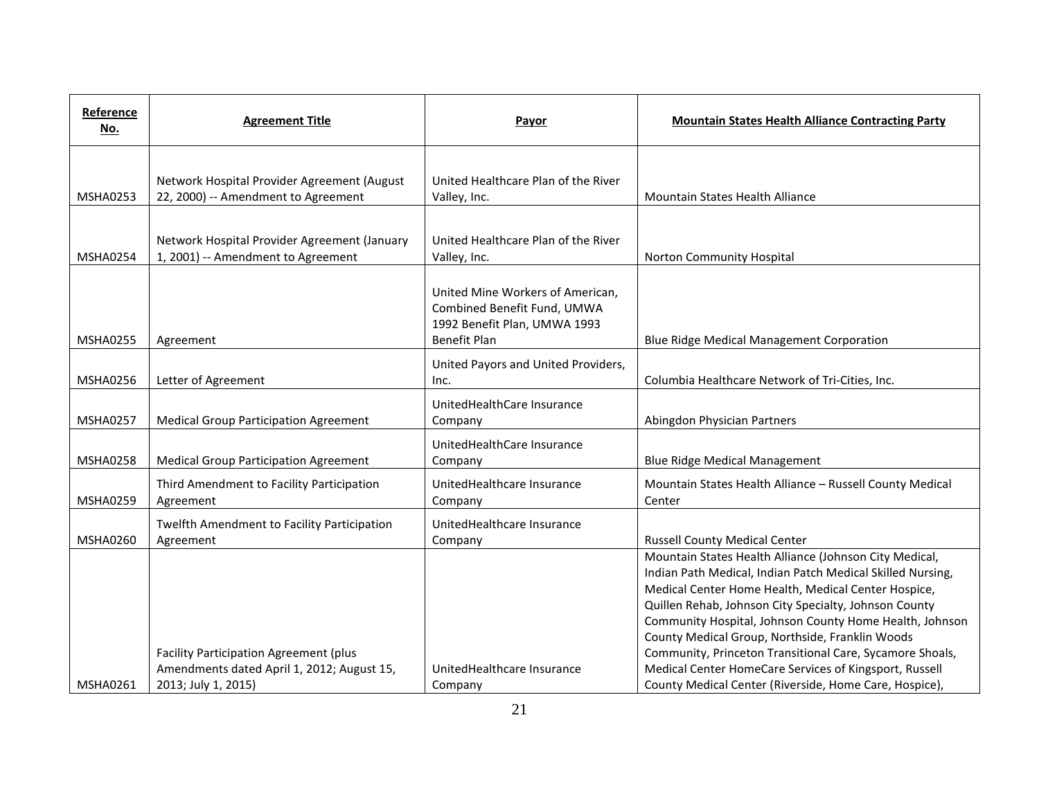| Reference No. | Agreement Title | Payor | Mountain States Health Alliance Contracting Party |
|---|---|---|---|
| MSHA0253 | Network Hospital Provider Agreement (August 22, 2000) -- Amendment to Agreement | United Healthcare Plan of the River Valley, Inc. | Mountain States Health Alliance |
| MSHA0254 | Network Hospital Provider Agreement (January 1, 2001) -- Amendment to Agreement | United Healthcare Plan of the River Valley, Inc. | Norton Community Hospital |
| MSHA0255 | Agreement | United Mine Workers of American, Combined Benefit Fund, UMWA 1992 Benefit Plan, UMWA 1993 Benefit Plan | Blue Ridge Medical Management Corporation |
| MSHA0256 | Letter of Agreement | United Payors and United Providers, Inc. | Columbia Healthcare Network of Tri-Cities, Inc. |
| MSHA0257 | Medical Group Participation Agreement | UnitedHealthCare Insurance Company | Abingdon Physician Partners |
| MSHA0258 | Medical Group Participation Agreement | UnitedHealthCare Insurance Company | Blue Ridge Medical Management |
| MSHA0259 | Third Amendment to Facility Participation Agreement | UnitedHealthcare Insurance Company | Mountain States Health Alliance – Russell County Medical Center |
| MSHA0260 | Twelfth Amendment to Facility Participation Agreement | UnitedHealthcare Insurance Company | Russell County Medical Center |
| MSHA0261 | Facility Participation Agreement (plus Amendments dated April 1, 2012; August 15, 2013; July 1, 2015) | UnitedHealthcare Insurance Company | Mountain States Health Alliance (Johnson City Medical, Indian Path Medical, Indian Patch Medical Skilled Nursing, Medical Center Home Health, Medical Center Hospice, Quillen Rehab, Johnson City Specialty, Johnson County Community Hospital, Johnson County Home Health, Johnson County Medical Group, Northside, Franklin Woods Community, Princeton Transitional Care, Sycamore Shoals, Medical Center HomeCare Services of Kingsport, Russell County Medical Center (Riverside, Home Care, Hospice), |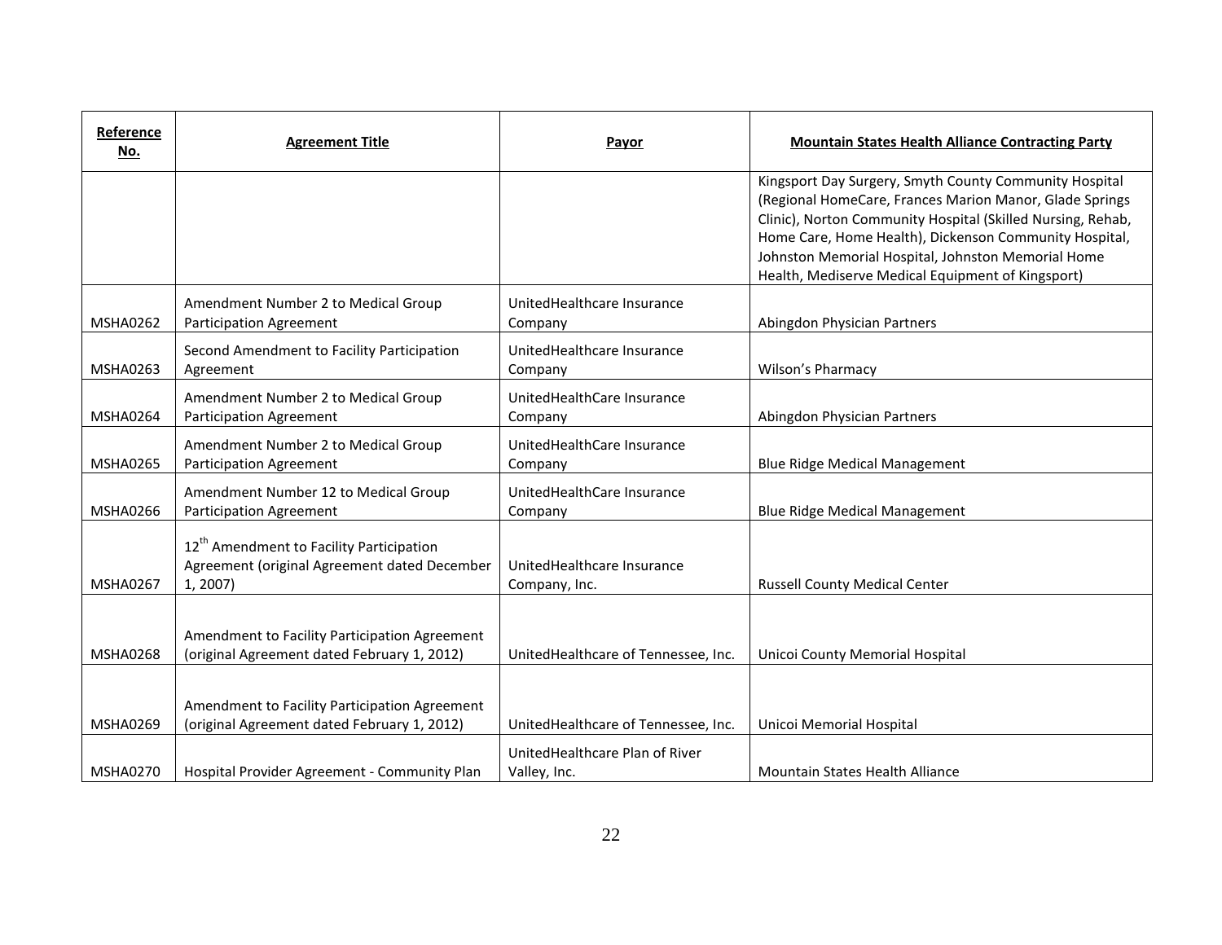| Reference No. | Agreement Title | Payor | Mountain States Health Alliance Contracting Party |
|---|---|---|---|
| | | | Kingsport Day Surgery, Smyth County Community Hospital (Regional HomeCare, Frances Marion Manor, Glade Springs Clinic), Norton Community Hospital (Skilled Nursing, Rehab, Home Care, Home Health), Dickenson Community Hospital, Johnston Memorial Hospital, Johnston Memorial Home Health, Mediserve Medical Equipment of Kingsport) |
| MSHA0262 | Amendment Number 2 to Medical Group Participation Agreement | UnitedHealthcare Insurance Company | Abingdon Physician Partners |
| MSHA0263 | Second Amendment to Facility Participation Agreement | UnitedHealthcare Insurance Company | Wilson's Pharmacy |
| MSHA0264 | Amendment Number 2 to Medical Group Participation Agreement | UnitedHealthCare Insurance Company | Abingdon Physician Partners |
| MSHA0265 | Amendment Number 2 to Medical Group Participation Agreement | UnitedHealthCare Insurance Company | Blue Ridge Medical Management |
| MSHA0266 | Amendment Number 12 to Medical Group Participation Agreement | UnitedHealthCare Insurance Company | Blue Ridge Medical Management |
| MSHA0267 | 12th Amendment to Facility Participation Agreement (original Agreement dated December 1, 2007) | UnitedHealthcare Insurance Company, Inc. | Russell County Medical Center |
| MSHA0268 | Amendment to Facility Participation Agreement (original Agreement dated February 1, 2012) | UnitedHealthcare of Tennessee, Inc. | Unicoi County Memorial Hospital |
| MSHA0269 | Amendment to Facility Participation Agreement (original Agreement dated February 1, 2012) | UnitedHealthcare of Tennessee, Inc. | Unicoi Memorial Hospital |
| MSHA0270 | Hospital Provider Agreement - Community Plan | UnitedHealthcare Plan of River Valley, Inc. | Mountain States Health Alliance |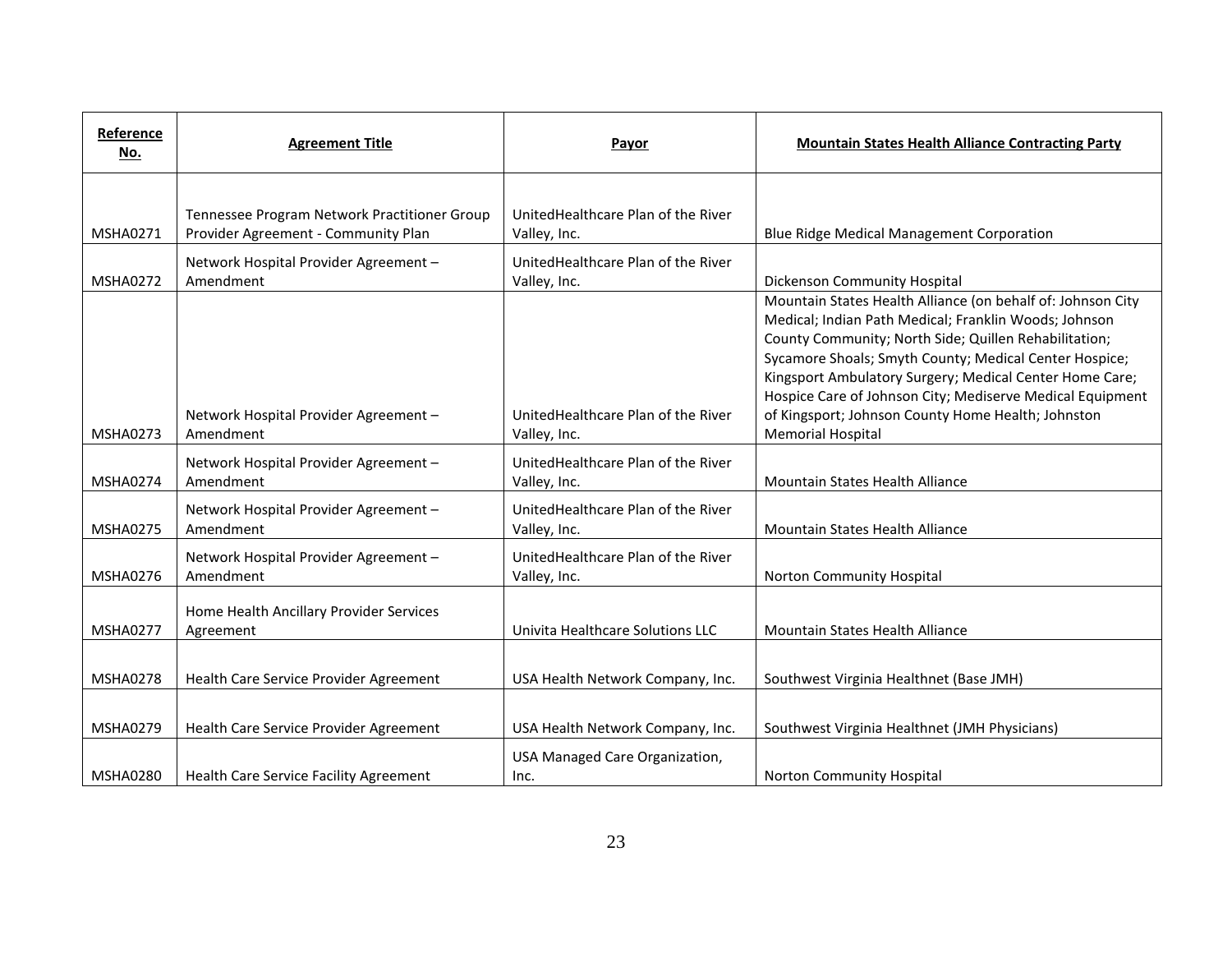| Reference No. | Agreement Title | Payor | Mountain States Health Alliance Contracting Party |
|---|---|---|---|
| MSHA0271 | Tennessee Program Network Practitioner Group Provider Agreement - Community Plan | UnitedHealthcare Plan of the River Valley, Inc. | Blue Ridge Medical Management Corporation |
| MSHA0272 | Network Hospital Provider Agreement – Amendment | UnitedHealthcare Plan of the River Valley, Inc. | Dickenson Community Hospital |
| MSHA0273 | Network Hospital Provider Agreement – Amendment | UnitedHealthcare Plan of the River Valley, Inc. | Mountain States Health Alliance (on behalf of: Johnson City Medical; Indian Path Medical; Franklin Woods; Johnson County Community; North Side; Quillen Rehabilitation; Sycamore Shoals; Smyth County; Medical Center Hospice; Kingsport Ambulatory Surgery; Medical Center Home Care; Hospice Care of Johnson City; Mediserve Medical Equipment of Kingsport; Johnson County Home Health; Johnston Memorial Hospital |
| MSHA0274 | Network Hospital Provider Agreement – Amendment | UnitedHealthcare Plan of the River Valley, Inc. | Mountain States Health Alliance |
| MSHA0275 | Network Hospital Provider Agreement – Amendment | UnitedHealthcare Plan of the River Valley, Inc. | Mountain States Health Alliance |
| MSHA0276 | Network Hospital Provider Agreement – Amendment | UnitedHealthcare Plan of the River Valley, Inc. | Norton Community Hospital |
| MSHA0277 | Home Health Ancillary Provider Services Agreement | Univita Healthcare Solutions LLC | Mountain States Health Alliance |
| MSHA0278 | Health Care Service Provider Agreement | USA Health Network Company, Inc. | Southwest Virginia Healthnet (Base JMH) |
| MSHA0279 | Health Care Service Provider Agreement | USA Health Network Company, Inc. | Southwest Virginia Healthnet (JMH Physicians) |
| MSHA0280 | Health Care Service Facility Agreement | USA Managed Care Organization, Inc. | Norton Community Hospital |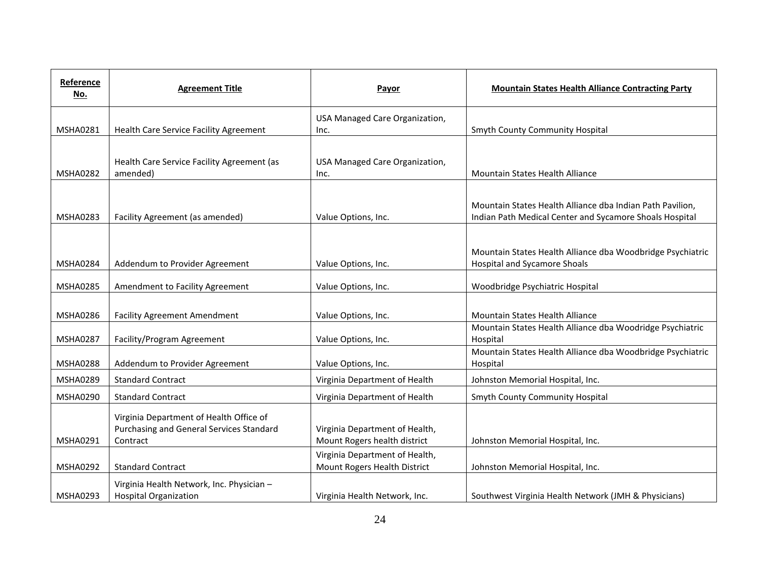| Reference No. | Agreement Title | Payor | Mountain States Health Alliance Contracting Party |
|---|---|---|---|
| MSHA0281 | Health Care Service Facility Agreement | USA Managed Care Organization, Inc. | Smyth County Community Hospital |
| MSHA0282 | Health Care Service Facility Agreement (as amended) | USA Managed Care Organization, Inc. | Mountain States Health Alliance |
| MSHA0283 | Facility Agreement (as amended) | Value Options, Inc. | Mountain States Health Alliance dba Indian Path Pavilion, Indian Path Medical Center and Sycamore Shoals Hospital |
| MSHA0284 | Addendum to Provider Agreement | Value Options, Inc. | Mountain States Health Alliance dba Woodbridge Psychiatric Hospital and Sycamore Shoals |
| MSHA0285 | Amendment to Facility Agreement | Value Options, Inc. | Woodbridge Psychiatric Hospital |
| MSHA0286 | Facility Agreement Amendment | Value Options, Inc. | Mountain States Health Alliance |
| MSHA0287 | Facility/Program Agreement | Value Options, Inc. | Mountain States Health Alliance dba Woodridge Psychiatric Hospital |
| MSHA0288 | Addendum to Provider Agreement | Value Options, Inc. | Mountain States Health Alliance dba Woodbridge Psychiatric Hospital |
| MSHA0289 | Standard Contract | Virginia Department of Health | Johnston Memorial Hospital, Inc. |
| MSHA0290 | Standard Contract | Virginia Department of Health | Smyth County Community Hospital |
| MSHA0291 | Virginia Department of Health Office of Purchasing and General Services Standard Contract | Virginia Department of Health, Mount Rogers health district | Johnston Memorial Hospital, Inc. |
| MSHA0292 | Standard Contract | Virginia Department of Health, Mount Rogers Health District | Johnston Memorial Hospital, Inc. |
| MSHA0293 | Virginia Health Network, Inc. Physician – Hospital Organization | Virginia Health Network, Inc. | Southwest Virginia Health Network (JMH & Physicians) |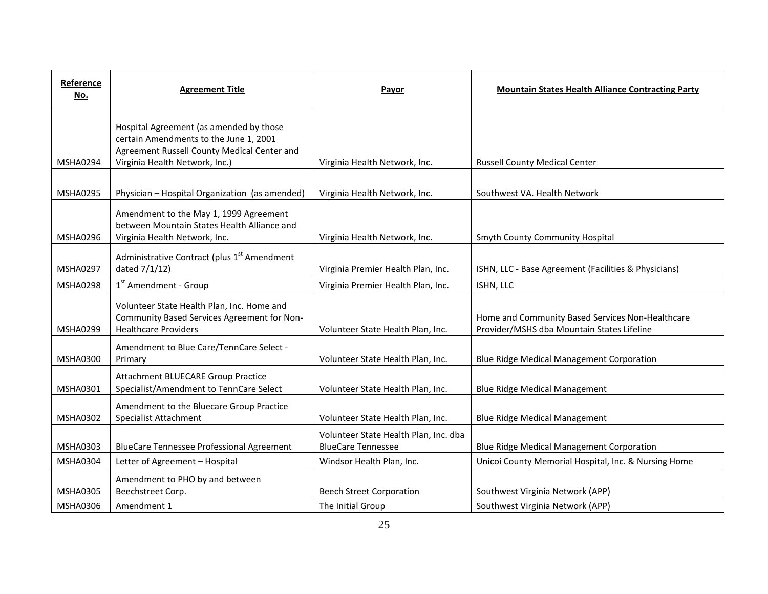| Reference No. | Agreement Title | Payor | Mountain States Health Alliance Contracting Party |
|---|---|---|---|
| MSHA0294 | Hospital Agreement (as amended by those certain Amendments to the June 1, 2001 Agreement Russell County Medical Center and Virginia Health Network, Inc.) | Virginia Health Network, Inc. | Russell County Medical Center |
| MSHA0295 | Physician – Hospital Organization (as amended) | Virginia Health Network, Inc. | Southwest VA. Health Network |
| MSHA0296 | Amendment to the May 1, 1999 Agreement between Mountain States Health Alliance and Virginia Health Network, Inc. | Virginia Health Network, Inc. | Smyth County Community Hospital |
| MSHA0297 | Administrative Contract (plus 1st Amendment dated 7/1/12) | Virginia Premier Health Plan, Inc. | ISHN, LLC - Base Agreement (Facilities & Physicians) |
| MSHA0298 | 1st Amendment - Group | Virginia Premier Health Plan, Inc. | ISHN, LLC |
| MSHA0299 | Volunteer State Health Plan, Inc. Home and Community Based Services Agreement for Non-Healthcare Providers | Volunteer State Health Plan, Inc. | Home and Community Based Services Non-Healthcare Provider/MSHS dba Mountain States Lifeline |
| MSHA0300 | Amendment to Blue Care/TennCare Select - Primary | Volunteer State Health Plan, Inc. | Blue Ridge Medical Management Corporation |
| MSHA0301 | Attachment BLUECARE Group Practice Specialist/Amendment to TennCare Select | Volunteer State Health Plan, Inc. | Blue Ridge Medical Management |
| MSHA0302 | Amendment to the Bluecare Group Practice Specialist Attachment | Volunteer State Health Plan, Inc. | Blue Ridge Medical Management |
| MSHA0303 | BlueCare Tennessee Professional Agreement | Volunteer State Health Plan, Inc. dba BlueCare Tennessee | Blue Ridge Medical Management Corporation |
| MSHA0304 | Letter of Agreement – Hospital | Windsor Health Plan, Inc. | Unicoi County Memorial Hospital, Inc. & Nursing Home |
| MSHA0305 | Amendment to PHO by and between Beechstreet Corp. | Beech Street Corporation | Southwest Virginia Network (APP) |
| MSHA0306 | Amendment 1 | The Initial Group | Southwest Virginia Network (APP) |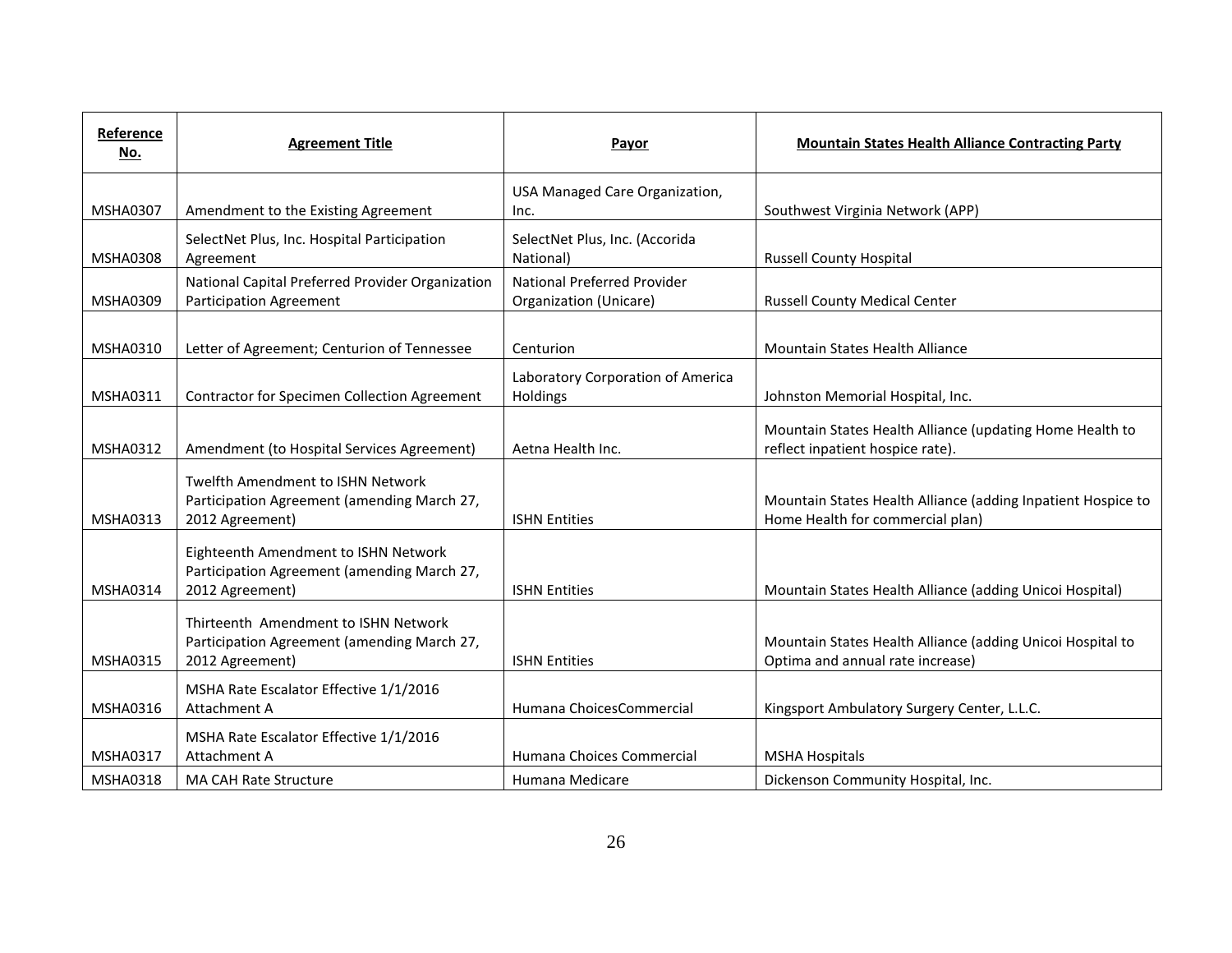| Reference No. | Agreement Title | Payor | Mountain States Health Alliance Contracting Party |
|---|---|---|---|
| MSHA0307 | Amendment to the Existing Agreement | USA Managed Care Organization, Inc. | Southwest Virginia Network (APP) |
| MSHA0308 | SelectNet Plus, Inc. Hospital Participation Agreement | SelectNet Plus, Inc. (Accorida National) | Russell County Hospital |
| MSHA0309 | National Capital Preferred Provider Organization Participation Agreement | National Preferred Provider Organization (Unicare) | Russell County Medical Center |
| MSHA0310 | Letter of Agreement; Centurion of Tennessee | Centurion | Mountain States Health Alliance |
| MSHA0311 | Contractor for Specimen Collection Agreement | Laboratory Corporation of America Holdings | Johnston Memorial Hospital, Inc. |
| MSHA0312 | Amendment (to Hospital Services Agreement) | Aetna Health Inc. | Mountain States Health Alliance (updating Home Health to reflect inpatient hospice rate). |
| MSHA0313 | Twelfth Amendment to ISHN Network Participation Agreement (amending March 27, 2012 Agreement) | ISHN Entities | Mountain States Health Alliance (adding Inpatient Hospice to Home Health for commercial plan) |
| MSHA0314 | Eighteenth Amendment to ISHN Network Participation Agreement (amending March 27, 2012 Agreement) | ISHN Entities | Mountain States Health Alliance (adding Unicoi Hospital) |
| MSHA0315 | Thirteenth Amendment to ISHN Network Participation Agreement (amending March 27, 2012 Agreement) | ISHN Entities | Mountain States Health Alliance (adding Unicoi Hospital to Optima and annual rate increase) |
| MSHA0316 | MSHA Rate Escalator Effective 1/1/2016 Attachment A | Humana ChoicesCommercial | Kingsport Ambulatory Surgery Center, L.L.C. |
| MSHA0317 | MSHA Rate Escalator Effective 1/1/2016 Attachment A | Humana Choices Commercial | MSHA Hospitals |
| MSHA0318 | MA CAH Rate Structure | Humana Medicare | Dickenson Community Hospital, Inc. |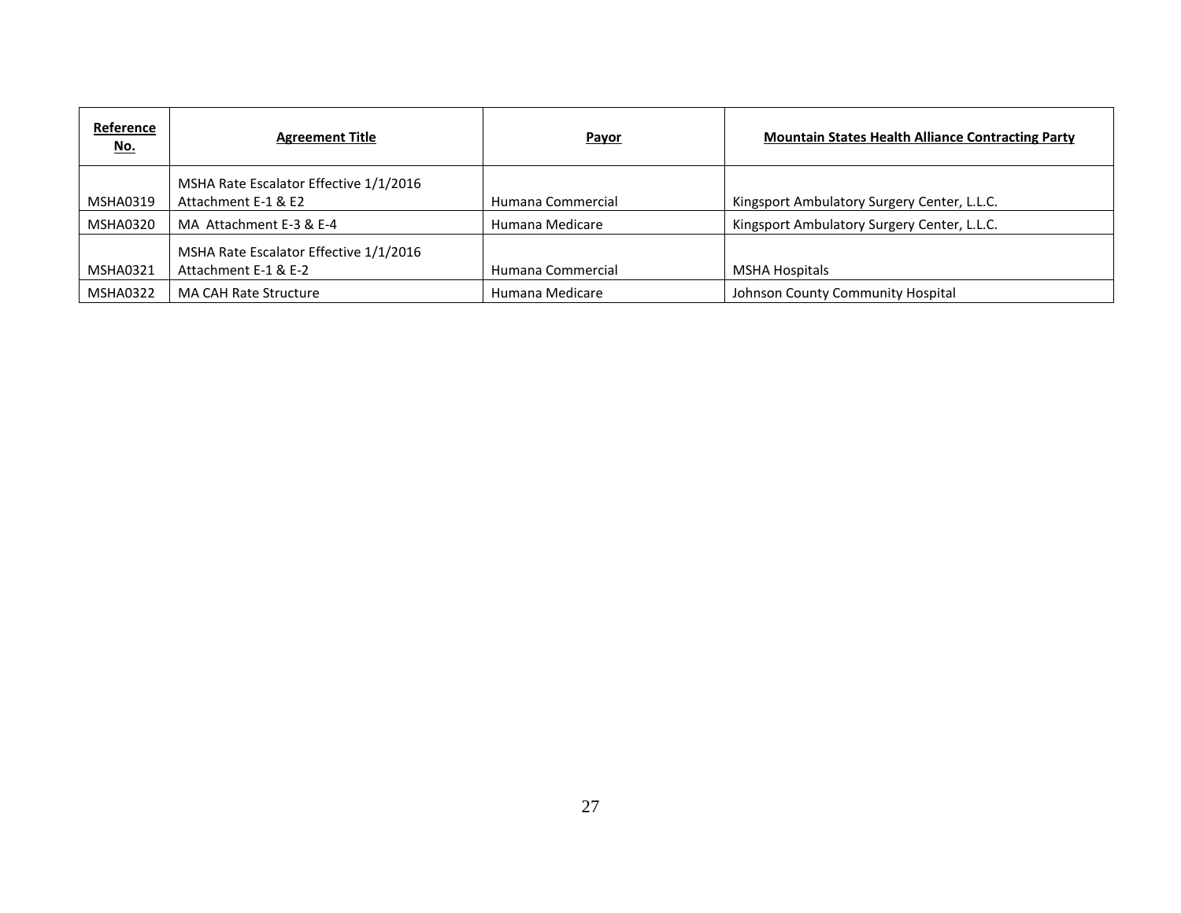| Reference No. | Agreement Title | Payor | Mountain States Health Alliance Contracting Party |
|---|---|---|---|
| MSHA0319 | MSHA Rate Escalator Effective 1/1/2016 Attachment E-1 & E2 | Humana Commercial | Kingsport Ambulatory Surgery Center, L.L.C. |
| MSHA0320 | MA Attachment E-3 & E-4 | Humana Medicare | Kingsport Ambulatory Surgery Center, L.L.C. |
| MSHA0321 | MSHA Rate Escalator Effective 1/1/2016 Attachment E-1 & E-2 | Humana Commercial | MSHA Hospitals |
| MSHA0322 | MA CAH Rate Structure | Humana Medicare | Johnson County Community Hospital |